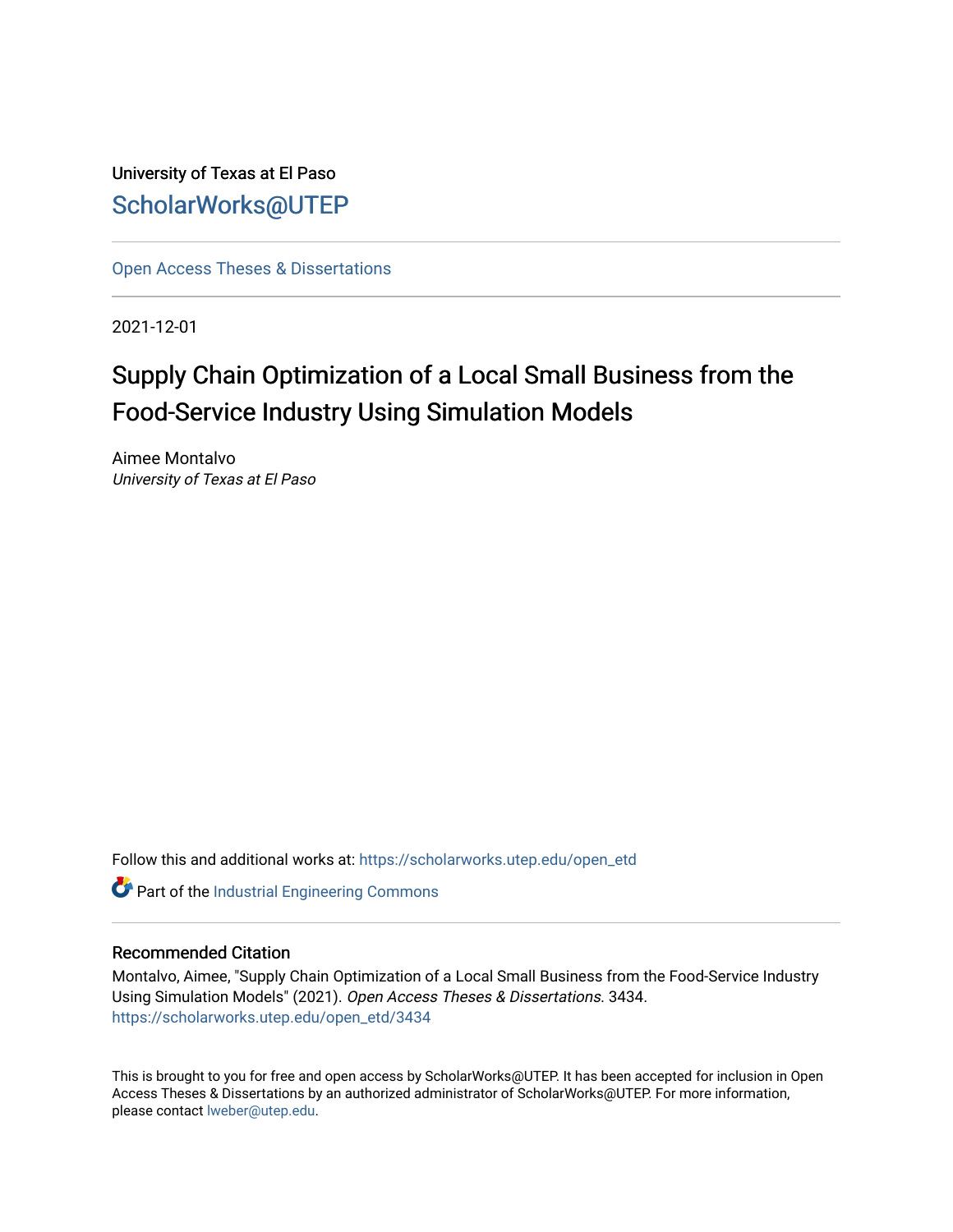University of Texas at El Paso

ScholarWorks@UTEP

Open Access Theses & Dissertations

2021-12-01

# Supply Chain Optimization of a Local Small Business from the Food-Service Industry Using Simulation Models

Aimee Montalvo
*University of Texas at El Paso*

Follow this and additional works at: https://scholarworks.utep.edu/open_etd

Part of the Industrial Engineering Commons

## Recommended Citation

Montalvo, Aimee, "Supply Chain Optimization of a Local Small Business from the Food-Service Industry Using Simulation Models" (2021). *Open Access Theses & Dissertations*. 3434.
https://scholarworks.utep.edu/open_etd/3434

This is brought to you for free and open access by ScholarWorks@UTEP. It has been accepted for inclusion in Open Access Theses & Dissertations by an authorized administrator of ScholarWorks@UTEP. For more information, please contact lweber@utep.edu.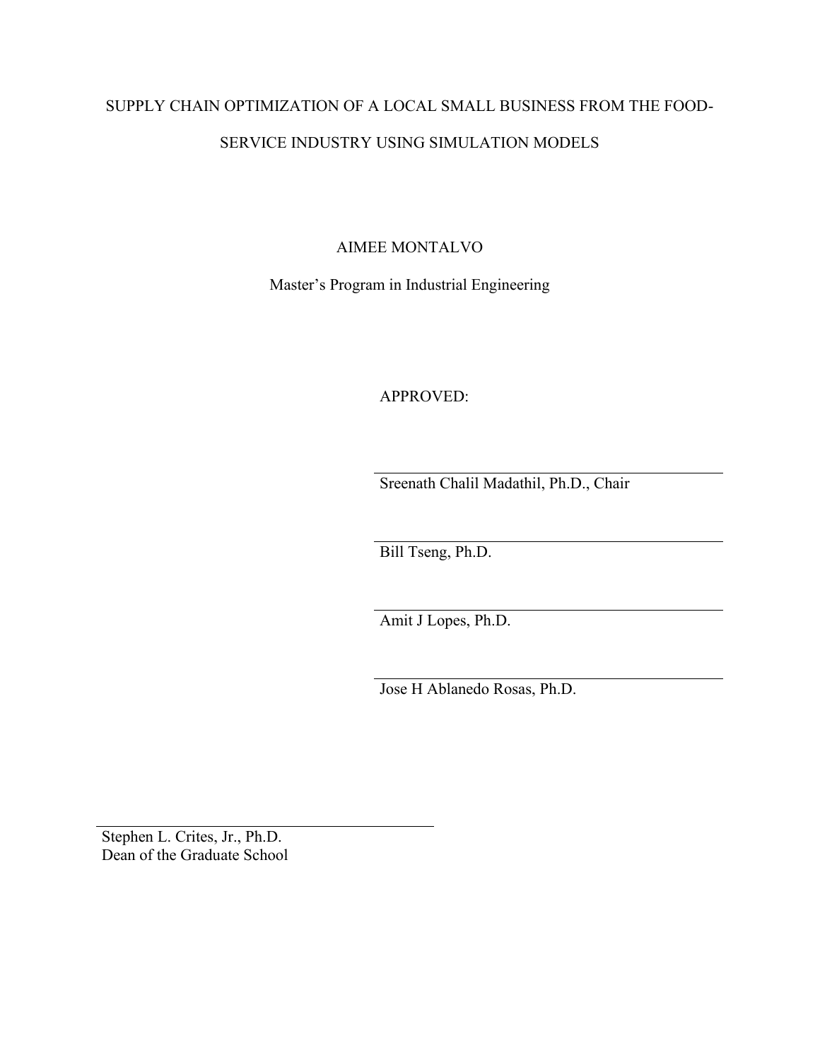SUPPLY CHAIN OPTIMIZATION OF A LOCAL SMALL BUSINESS FROM THE FOOD-SERVICE INDUSTRY USING SIMULATION MODELS

AIMEE MONTALVO

Master's Program in Industrial Engineering

APPROVED:

Sreenath Chalil Madathil, Ph.D., Chair

Bill Tseng, Ph.D.

Amit J Lopes, Ph.D.

Jose H Ablanedo Rosas, Ph.D.

Stephen L. Crites, Jr., Ph.D.
Dean of the Graduate School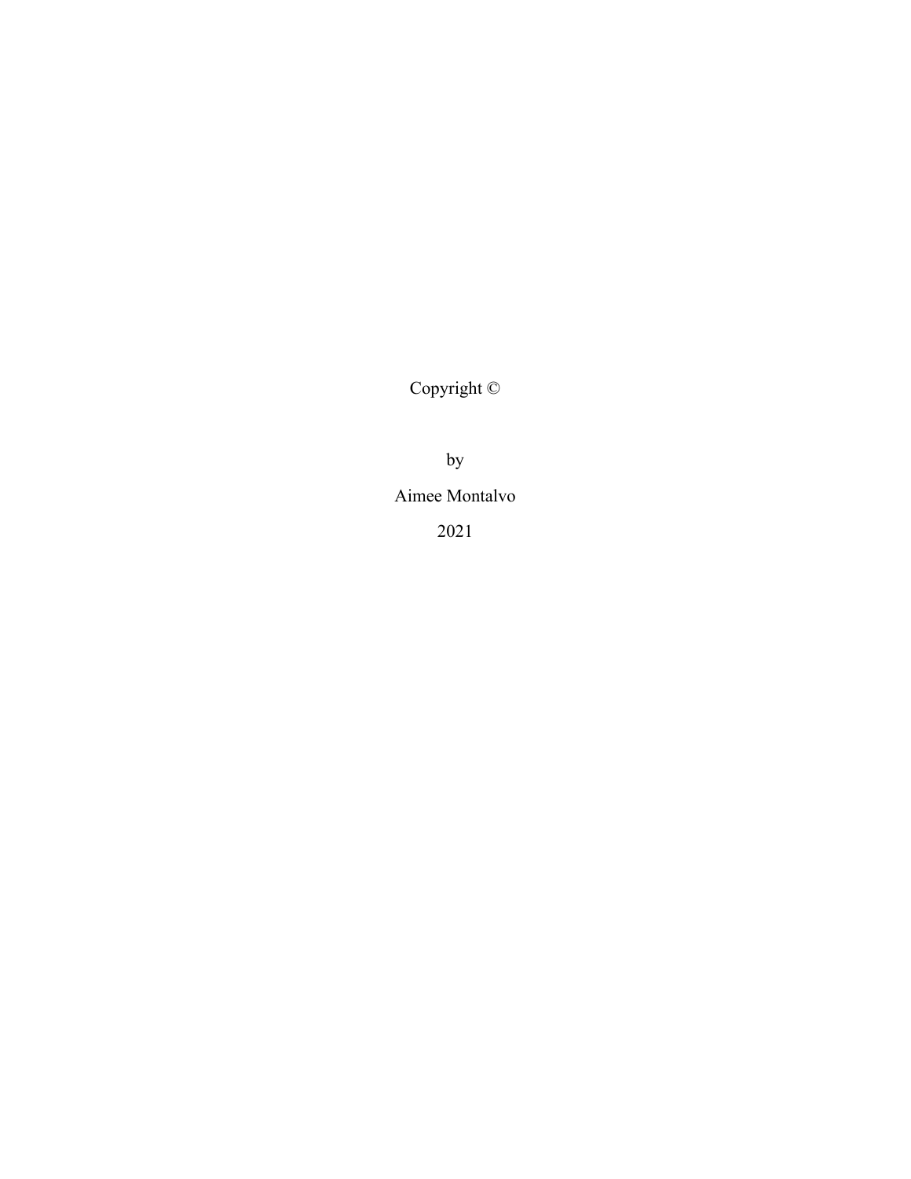Copyright ©

by

Aimee Montalvo

2021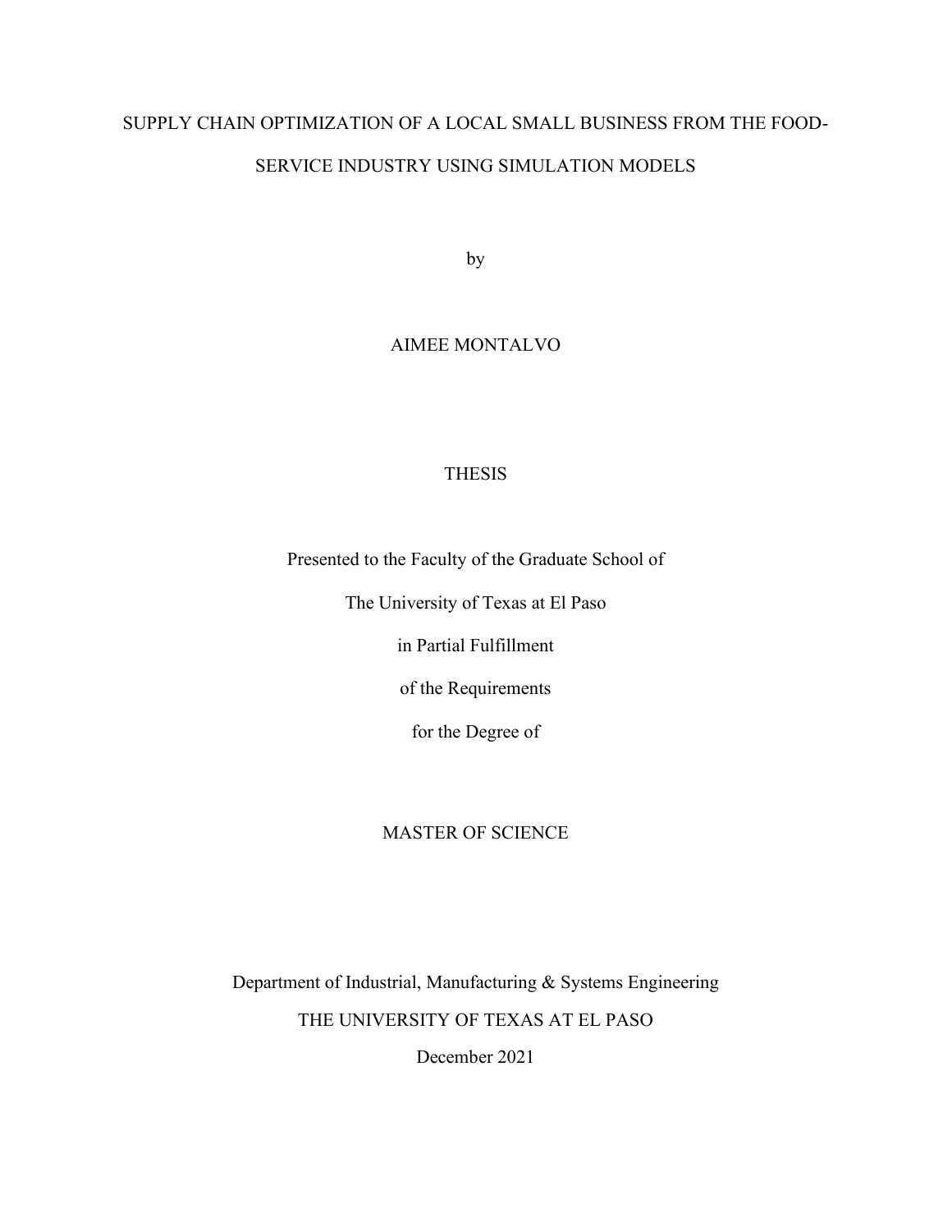SUPPLY CHAIN OPTIMIZATION OF A LOCAL SMALL BUSINESS FROM THE FOOD-SERVICE INDUSTRY USING SIMULATION MODELS

by

AIMEE MONTALVO

THESIS

Presented to the Faculty of the Graduate School of

The University of Texas at El Paso

in Partial Fulfillment

of the Requirements

for the Degree of

MASTER OF SCIENCE

Department of Industrial, Manufacturing & Systems Engineering

THE UNIVERSITY OF TEXAS AT EL PASO

December 2021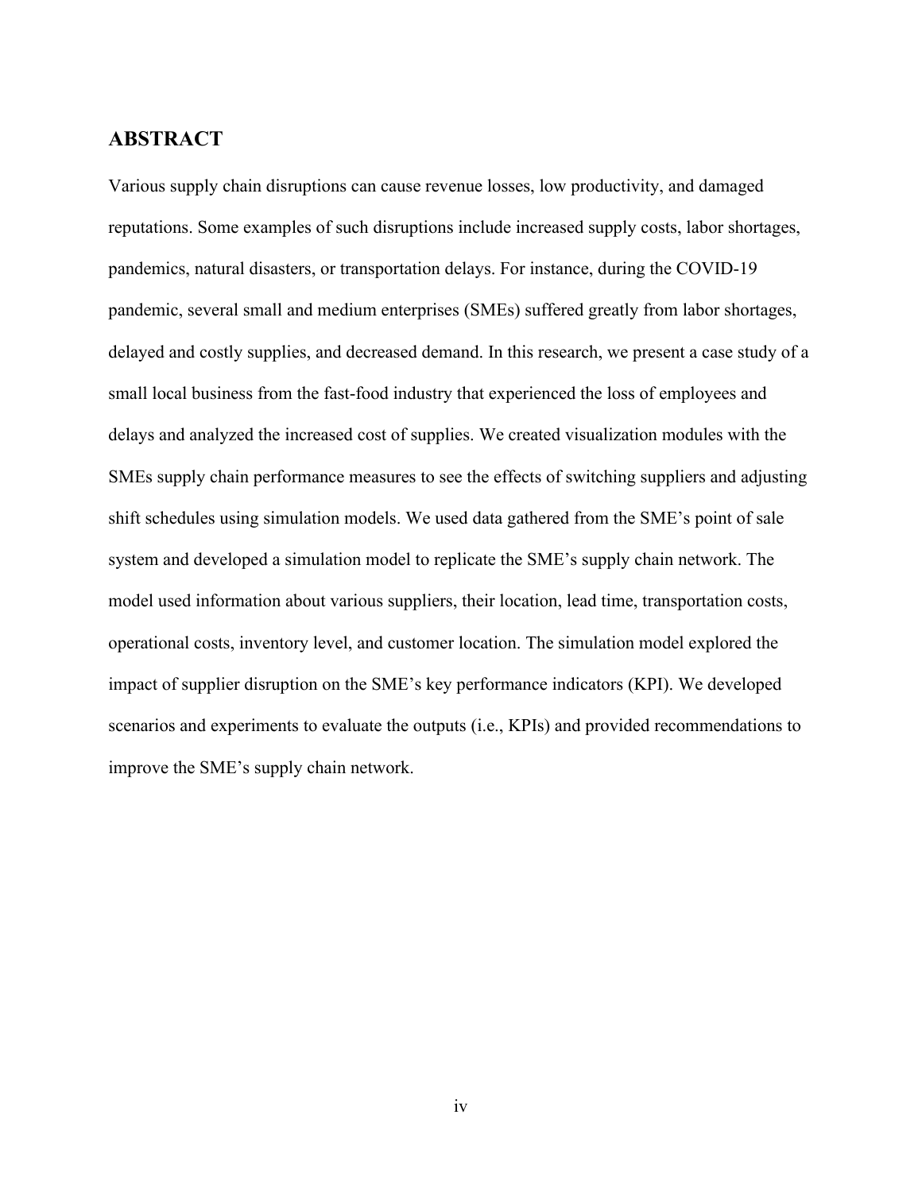## ABSTRACT

Various supply chain disruptions can cause revenue losses, low productivity, and damaged reputations. Some examples of such disruptions include increased supply costs, labor shortages, pandemics, natural disasters, or transportation delays. For instance, during the COVID-19 pandemic, several small and medium enterprises (SMEs) suffered greatly from labor shortages, delayed and costly supplies, and decreased demand. In this research, we present a case study of a small local business from the fast-food industry that experienced the loss of employees and delays and analyzed the increased cost of supplies. We created visualization modules with the SMEs supply chain performance measures to see the effects of switching suppliers and adjusting shift schedules using simulation models. We used data gathered from the SME's point of sale system and developed a simulation model to replicate the SME's supply chain network. The model used information about various suppliers, their location, lead time, transportation costs, operational costs, inventory level, and customer location. The simulation model explored the impact of supplier disruption on the SME's key performance indicators (KPI). We developed scenarios and experiments to evaluate the outputs (i.e., KPIs) and provided recommendations to improve the SME's supply chain network.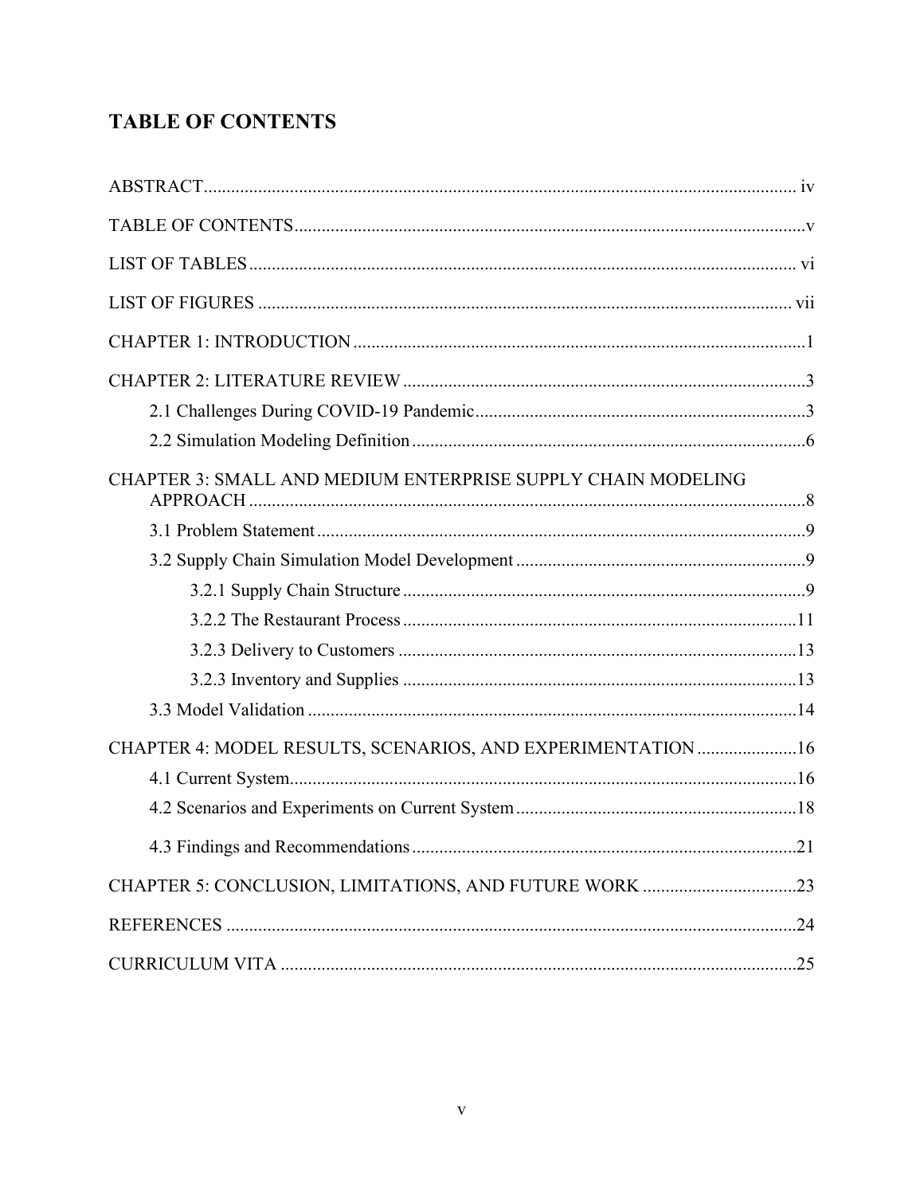# TABLE OF CONTENTS

ABSTRACT .................................................................................................................. iv

TABLE OF CONTENTS ................................................................................................. v

LIST OF TABLES ........................................................................................................ vi

LIST OF FIGURES ...................................................................................................... vii

CHAPTER 1: INTRODUCTION ....................................................................................... 1

CHAPTER 2: LITERATURE REVIEW ............................................................................... 3

- 2.1 Challenges During COVID-19 Pandemic ................................................................ 3
- 2.2 Simulation Modeling Definition .............................................................................. 6

CHAPTER 3: SMALL AND MEDIUM ENTERPRISE SUPPLY CHAIN MODELING APPROACH ............................................................................................................... 8

- 3.1 Problem Statement ................................................................................................. 9
- 3.2 Supply Chain Simulation Model Development ......................................................... 9
    - 3.2.1 Supply Chain Structure ..................................................................................... 9
    - 3.2.2 The Restaurant Process .................................................................................. 11
    - 3.2.3 Delivery to Customers .................................................................................... 13
    - 3.2.3 Inventory and Supplies ................................................................................... 13
- 3.3 Model Validation .................................................................................................. 14

CHAPTER 4: MODEL RESULTS, SCENARIOS, AND EXPERIMENTATION ...................... 16

- 4.1 Current System ..................................................................................................... 16
- 4.2 Scenarios and Experiments on Current System ...................................................... 18
- 4.3 Findings and Recommendations ............................................................................ 21

CHAPTER 5: CONCLUSION, LIMITATIONS, AND FUTURE WORK .................................. 23

REFERENCES ............................................................................................................. 24

CURRICULUM VITA .................................................................................................. 25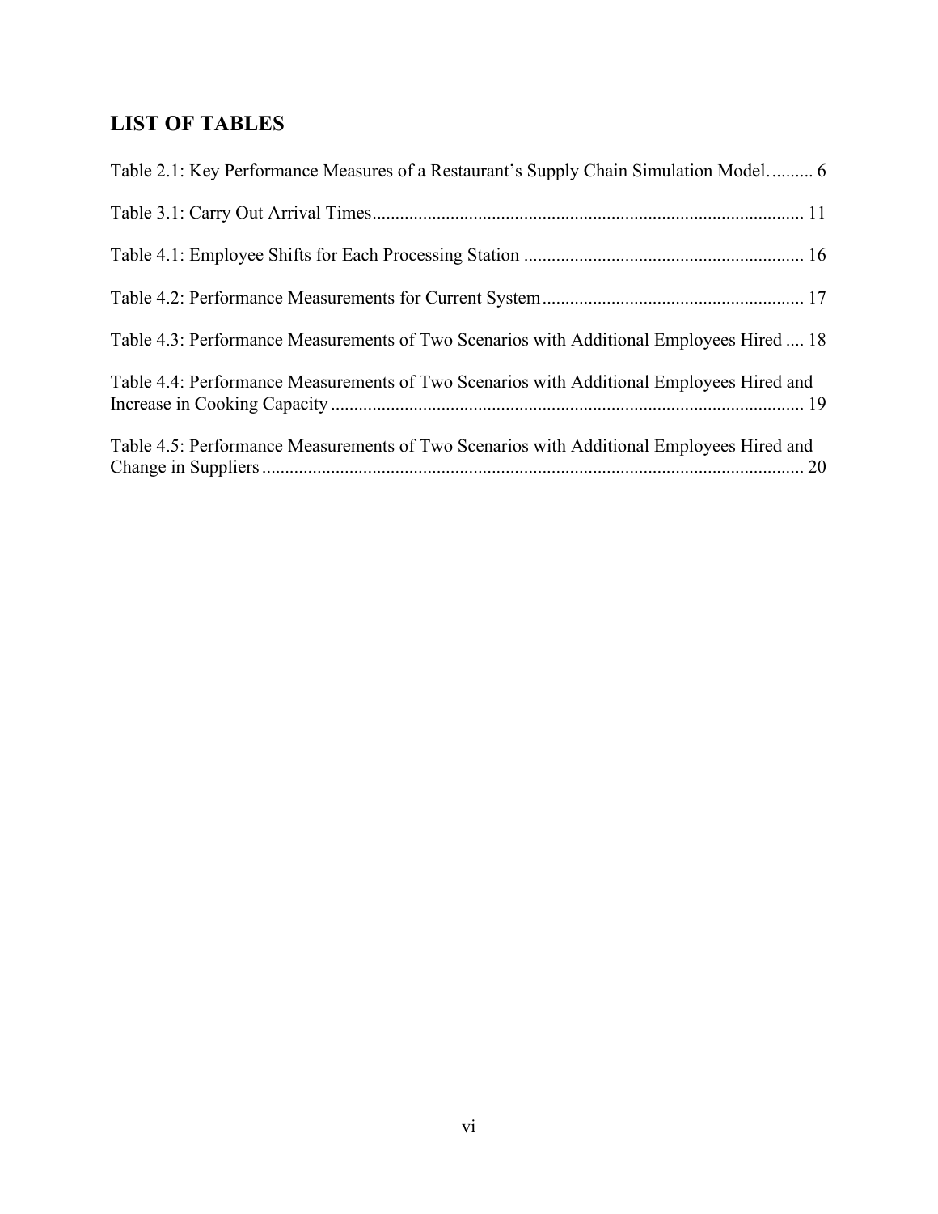## LIST OF TABLES

Table 2.1: Key Performance Measures of a Restaurant's Supply Chain Simulation Model.......... 6

Table 3.1: Carry Out Arrival Times............................................................................................. 11

Table 4.1: Employee Shifts for Each Processing Station ............................................................ 16

Table 4.2: Performance Measurements for Current System......................................................... 17

Table 4.3: Performance Measurements of Two Scenarios with Additional Employees Hired .... 18

Table 4.4: Performance Measurements of Two Scenarios with Additional Employees Hired and Increase in Cooking Capacity ...................................................................................................... 19

Table 4.5: Performance Measurements of Two Scenarios with Additional Employees Hired and Change in Suppliers ...................................................................................................................... 20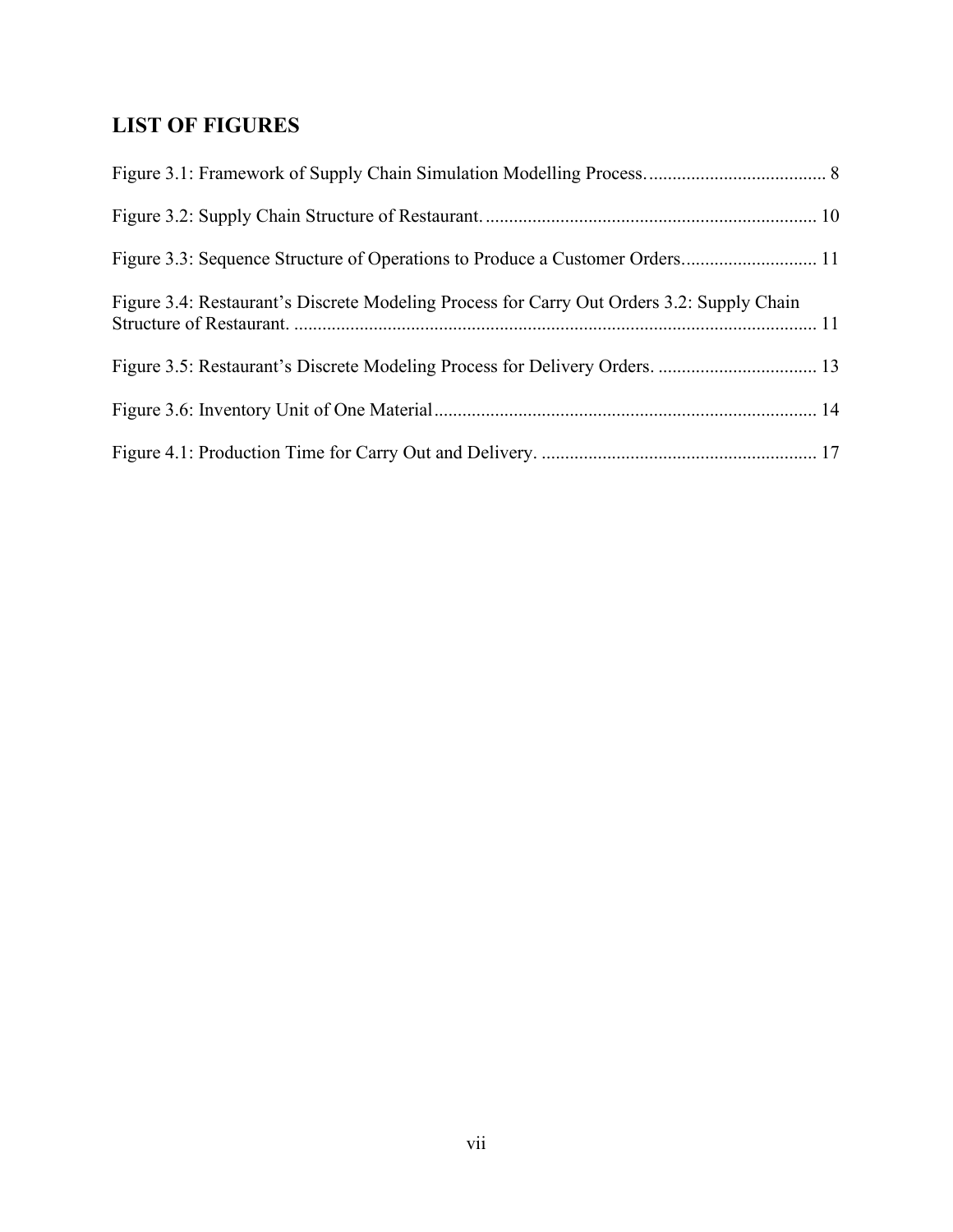## LIST OF FIGURES

Figure 3.1: Framework of Supply Chain Simulation Modelling Process. ...................................... 8

Figure 3.2: Supply Chain Structure of Restaurant. ...................................................................... 10

Figure 3.3: Sequence Structure of Operations to Produce a Customer Orders............................ 11

Figure 3.4: Restaurant's Discrete Modeling Process for Carry Out Orders 3.2: Supply Chain Structure of Restaurant. ............................................................................................................... 11

Figure 3.5: Restaurant's Discrete Modeling Process for Delivery Orders. .................................. 13

Figure 3.6: Inventory Unit of One Material................................................................................. 14

Figure 4.1: Production Time for Carry Out and Delivery. ........................................................... 17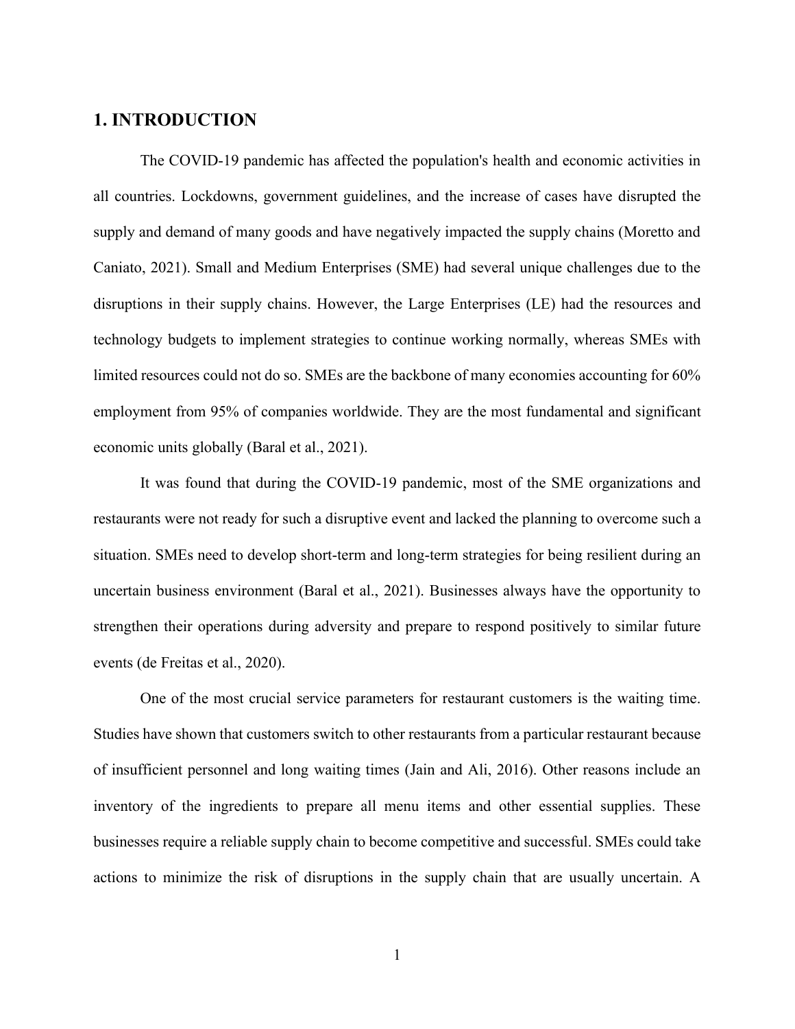# 1. INTRODUCTION

The COVID-19 pandemic has affected the population's health and economic activities in all countries. Lockdowns, government guidelines, and the increase of cases have disrupted the supply and demand of many goods and have negatively impacted the supply chains (Moretto and Caniato, 2021). Small and Medium Enterprises (SME) had several unique challenges due to the disruptions in their supply chains. However, the Large Enterprises (LE) had the resources and technology budgets to implement strategies to continue working normally, whereas SMEs with limited resources could not do so. SMEs are the backbone of many economies accounting for 60% employment from 95% of companies worldwide. They are the most fundamental and significant economic units globally (Baral et al., 2021).

It was found that during the COVID-19 pandemic, most of the SME organizations and restaurants were not ready for such a disruptive event and lacked the planning to overcome such a situation. SMEs need to develop short-term and long-term strategies for being resilient during an uncertain business environment (Baral et al., 2021). Businesses always have the opportunity to strengthen their operations during adversity and prepare to respond positively to similar future events (de Freitas et al., 2020).

One of the most crucial service parameters for restaurant customers is the waiting time. Studies have shown that customers switch to other restaurants from a particular restaurant because of insufficient personnel and long waiting times (Jain and Ali, 2016). Other reasons include an inventory of the ingredients to prepare all menu items and other essential supplies. These businesses require a reliable supply chain to become competitive and successful. SMEs could take actions to minimize the risk of disruptions in the supply chain that are usually uncertain. A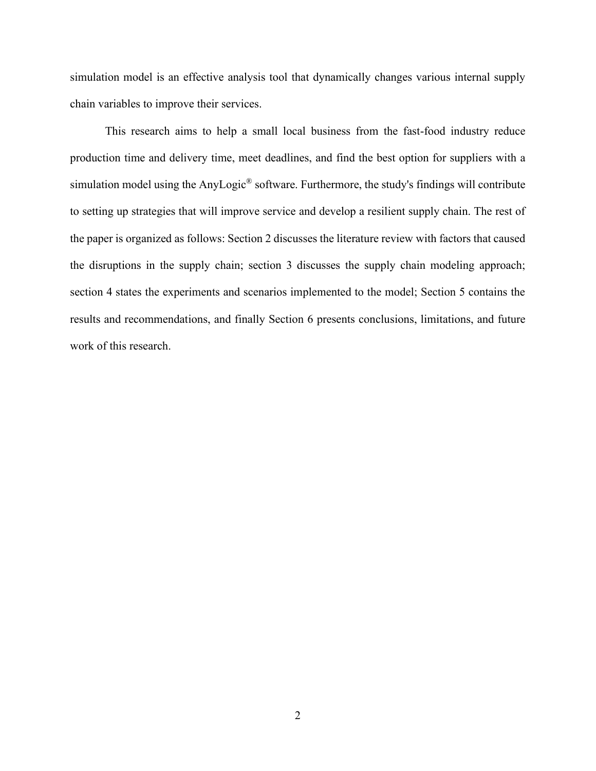simulation model is an effective analysis tool that dynamically changes various internal supply chain variables to improve their services.

This research aims to help a small local business from the fast-food industry reduce production time and delivery time, meet deadlines, and find the best option for suppliers with a simulation model using the AnyLogic® software. Furthermore, the study's findings will contribute to setting up strategies that will improve service and develop a resilient supply chain. The rest of the paper is organized as follows: Section 2 discusses the literature review with factors that caused the disruptions in the supply chain; section 3 discusses the supply chain modeling approach; section 4 states the experiments and scenarios implemented to the model; Section 5 contains the results and recommendations, and finally Section 6 presents conclusions, limitations, and future work of this research.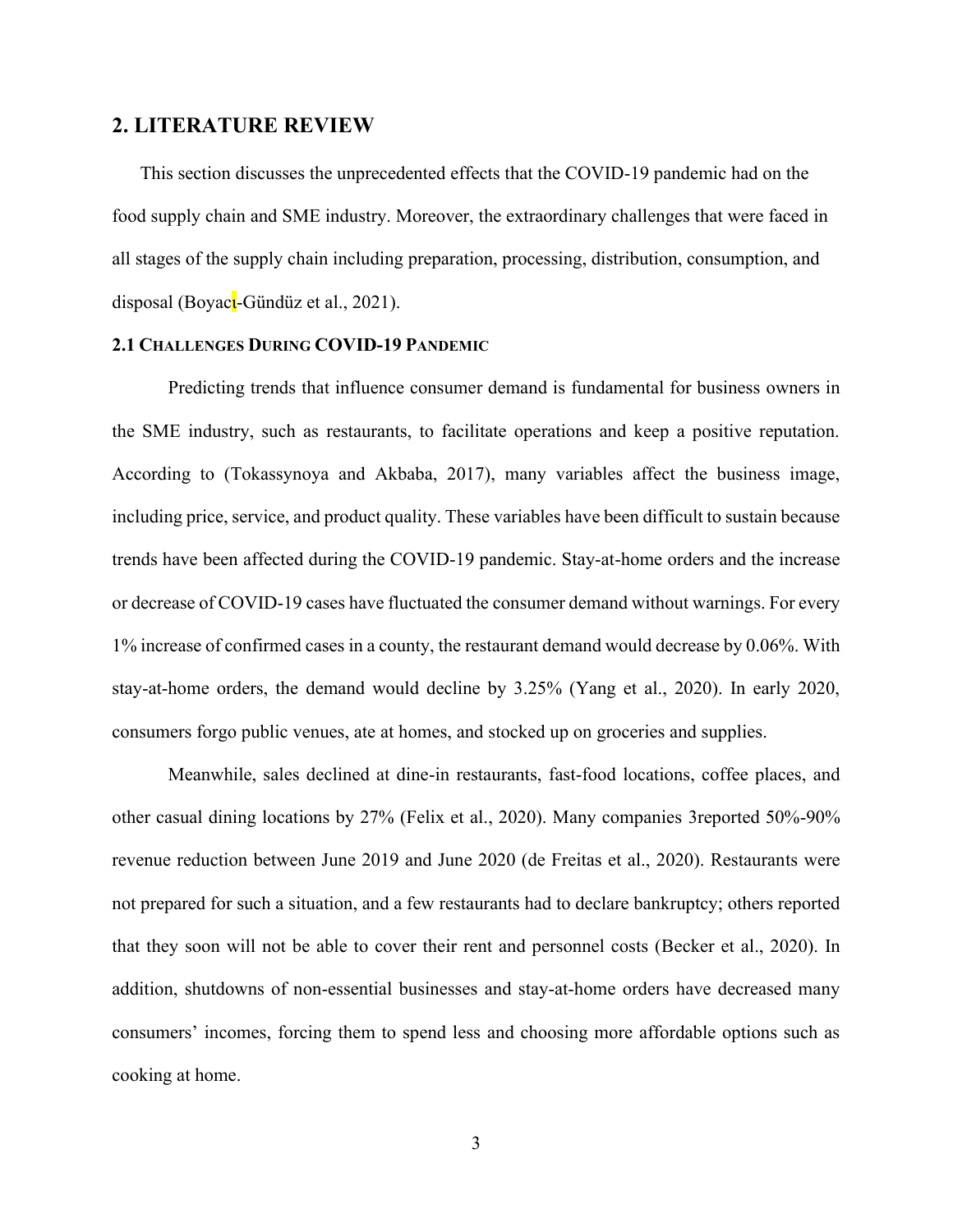## 2. LITERATURE REVIEW

This section discusses the unprecedented effects that the COVID-19 pandemic had on the food supply chain and SME industry. Moreover, the extraordinary challenges that were faced in all stages of the supply chain including preparation, processing, distribution, consumption, and disposal (Boyacı-Gündüz et al., 2021).

### 2.1 CHALLENGES DURING COVID-19 PANDEMIC

Predicting trends that influence consumer demand is fundamental for business owners in the SME industry, such as restaurants, to facilitate operations and keep a positive reputation. According to (Tokassynoya and Akbaba, 2017), many variables affect the business image, including price, service, and product quality. These variables have been difficult to sustain because trends have been affected during the COVID-19 pandemic. Stay-at-home orders and the increase or decrease of COVID-19 cases have fluctuated the consumer demand without warnings. For every 1% increase of confirmed cases in a county, the restaurant demand would decrease by 0.06%. With stay-at-home orders, the demand would decline by 3.25% (Yang et al., 2020). In early 2020, consumers forgo public venues, ate at homes, and stocked up on groceries and supplies.

Meanwhile, sales declined at dine-in restaurants, fast-food locations, coffee places, and other casual dining locations by 27% (Felix et al., 2020). Many companies 3reported 50%-90% revenue reduction between June 2019 and June 2020 (de Freitas et al., 2020). Restaurants were not prepared for such a situation, and a few restaurants had to declare bankruptcy; others reported that they soon will not be able to cover their rent and personnel costs (Becker et al., 2020). In addition, shutdowns of non-essential businesses and stay-at-home orders have decreased many consumers' incomes, forcing them to spend less and choosing more affordable options such as cooking at home.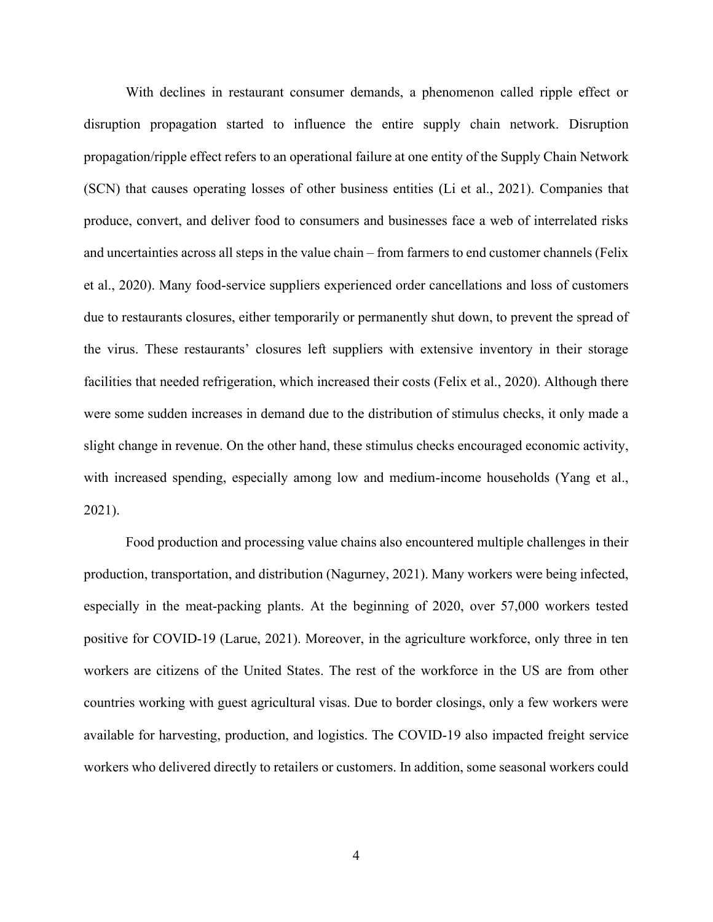With declines in restaurant consumer demands, a phenomenon called ripple effect or disruption propagation started to influence the entire supply chain network. Disruption propagation/ripple effect refers to an operational failure at one entity of the Supply Chain Network (SCN) that causes operating losses of other business entities (Li et al., 2021). Companies that produce, convert, and deliver food to consumers and businesses face a web of interrelated risks and uncertainties across all steps in the value chain – from farmers to end customer channels (Felix et al., 2020). Many food-service suppliers experienced order cancellations and loss of customers due to restaurants closures, either temporarily or permanently shut down, to prevent the spread of the virus. These restaurants' closures left suppliers with extensive inventory in their storage facilities that needed refrigeration, which increased their costs (Felix et al., 2020). Although there were some sudden increases in demand due to the distribution of stimulus checks, it only made a slight change in revenue. On the other hand, these stimulus checks encouraged economic activity, with increased spending, especially among low and medium-income households (Yang et al., 2021).

Food production and processing value chains also encountered multiple challenges in their production, transportation, and distribution (Nagurney, 2021). Many workers were being infected, especially in the meat-packing plants. At the beginning of 2020, over 57,000 workers tested positive for COVID-19 (Larue, 2021). Moreover, in the agriculture workforce, only three in ten workers are citizens of the United States. The rest of the workforce in the US are from other countries working with guest agricultural visas. Due to border closings, only a few workers were available for harvesting, production, and logistics. The COVID-19 also impacted freight service workers who delivered directly to retailers or customers. In addition, some seasonal workers could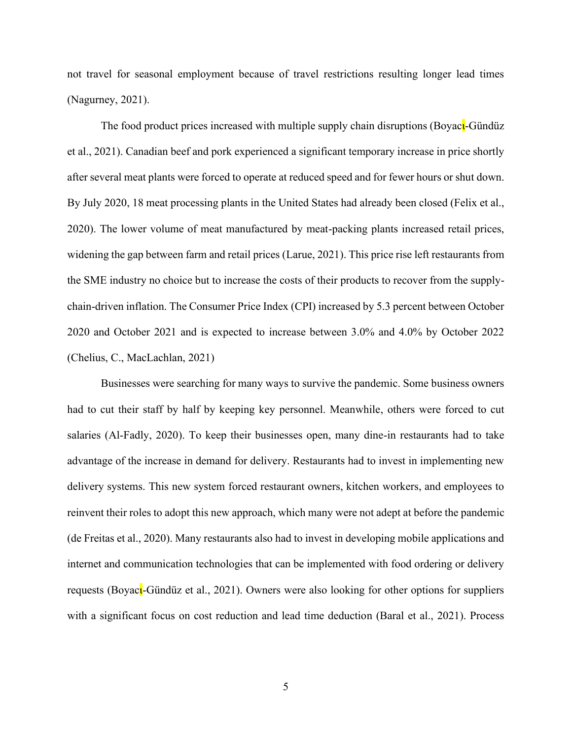not travel for seasonal employment because of travel restrictions resulting longer lead times (Nagurney, 2021).

The food product prices increased with multiple supply chain disruptions (Boyacι-Gündüz et al., 2021). Canadian beef and pork experienced a significant temporary increase in price shortly after several meat plants were forced to operate at reduced speed and for fewer hours or shut down. By July 2020, 18 meat processing plants in the United States had already been closed (Felix et al., 2020). The lower volume of meat manufactured by meat-packing plants increased retail prices, widening the gap between farm and retail prices (Larue, 2021). This price rise left restaurants from the SME industry no choice but to increase the costs of their products to recover from the supply-chain-driven inflation. The Consumer Price Index (CPI) increased by 5.3 percent between October 2020 and October 2021 and is expected to increase between 3.0% and 4.0% by October 2022 (Chelius, C., MacLachlan, 2021)

Businesses were searching for many ways to survive the pandemic. Some business owners had to cut their staff by half by keeping key personnel. Meanwhile, others were forced to cut salaries (Al-Fadly, 2020). To keep their businesses open, many dine-in restaurants had to take advantage of the increase in demand for delivery. Restaurants had to invest in implementing new delivery systems. This new system forced restaurant owners, kitchen workers, and employees to reinvent their roles to adopt this new approach, which many were not adept at before the pandemic (de Freitas et al., 2020). Many restaurants also had to invest in developing mobile applications and internet and communication technologies that can be implemented with food ordering or delivery requests (Boyacι-Gündüz et al., 2021). Owners were also looking for other options for suppliers with a significant focus on cost reduction and lead time deduction (Baral et al., 2021). Process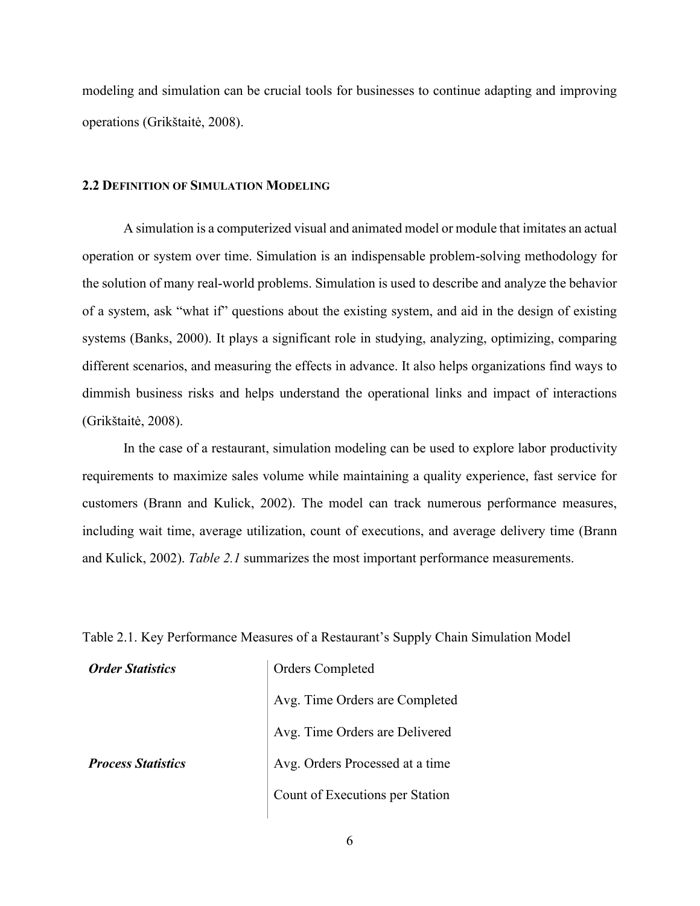modeling and simulation can be crucial tools for businesses to continue adapting and improving operations (Grikštaitė, 2008).

### 2.2 Definition of Simulation Modeling

A simulation is a computerized visual and animated model or module that imitates an actual operation or system over time. Simulation is an indispensable problem-solving methodology for the solution of many real-world problems. Simulation is used to describe and analyze the behavior of a system, ask "what if" questions about the existing system, and aid in the design of existing systems (Banks, 2000). It plays a significant role in studying, analyzing, optimizing, comparing different scenarios, and measuring the effects in advance. It also helps organizations find ways to dimmish business risks and helps understand the operational links and impact of interactions (Grikštaitė, 2008).

In the case of a restaurant, simulation modeling can be used to explore labor productivity requirements to maximize sales volume while maintaining a quality experience, fast service for customers (Brann and Kulick, 2002). The model can track numerous performance measures, including wait time, average utilization, count of executions, and average delivery time (Brann and Kulick, 2002). *Table 2.1* summarizes the most important performance measurements.

Table 2.1. Key Performance Measures of a Restaurant's Supply Chain Simulation Model

| | |
|---|---|
| ***Order Statistics*** | Orders Completed |
| | Avg. Time Orders are Completed |
| | Avg. Time Orders are Delivered |
| ***Process Statistics*** | Avg. Orders Processed at a time |
| | Count of Executions per Station |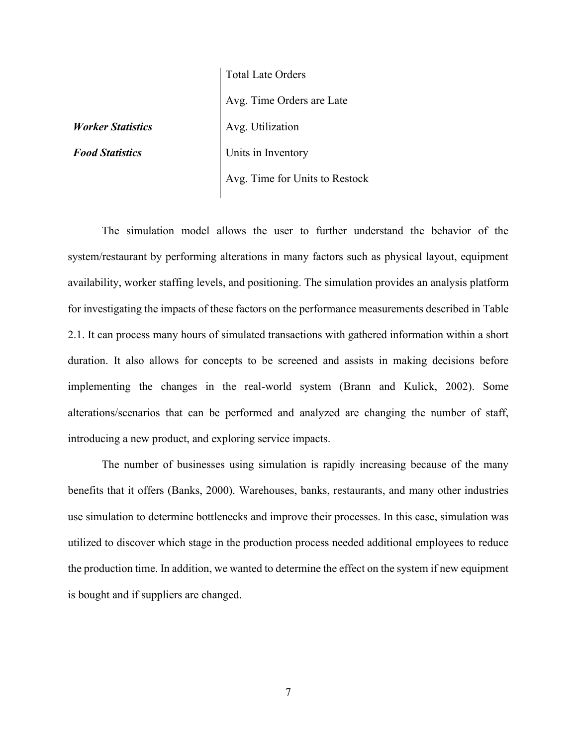| | |
|---|---|
| | Total Late Orders |
| | Avg. Time Orders are Late |
| ***Worker Statistics*** | Avg. Utilization |
| ***Food Statistics*** | Units in Inventory |
| | Avg. Time for Units to Restock |

The simulation model allows the user to further understand the behavior of the system/restaurant by performing alterations in many factors such as physical layout, equipment availability, worker staffing levels, and positioning. The simulation provides an analysis platform for investigating the impacts of these factors on the performance measurements described in Table 2.1. It can process many hours of simulated transactions with gathered information within a short duration. It also allows for concepts to be screened and assists in making decisions before implementing the changes in the real-world system (Brann and Kulick, 2002). Some alterations/scenarios that can be performed and analyzed are changing the number of staff, introducing a new product, and exploring service impacts.

The number of businesses using simulation is rapidly increasing because of the many benefits that it offers (Banks, 2000). Warehouses, banks, restaurants, and many other industries use simulation to determine bottlenecks and improve their processes. In this case, simulation was utilized to discover which stage in the production process needed additional employees to reduce the production time. In addition, we wanted to determine the effect on the system if new equipment is bought and if suppliers are changed.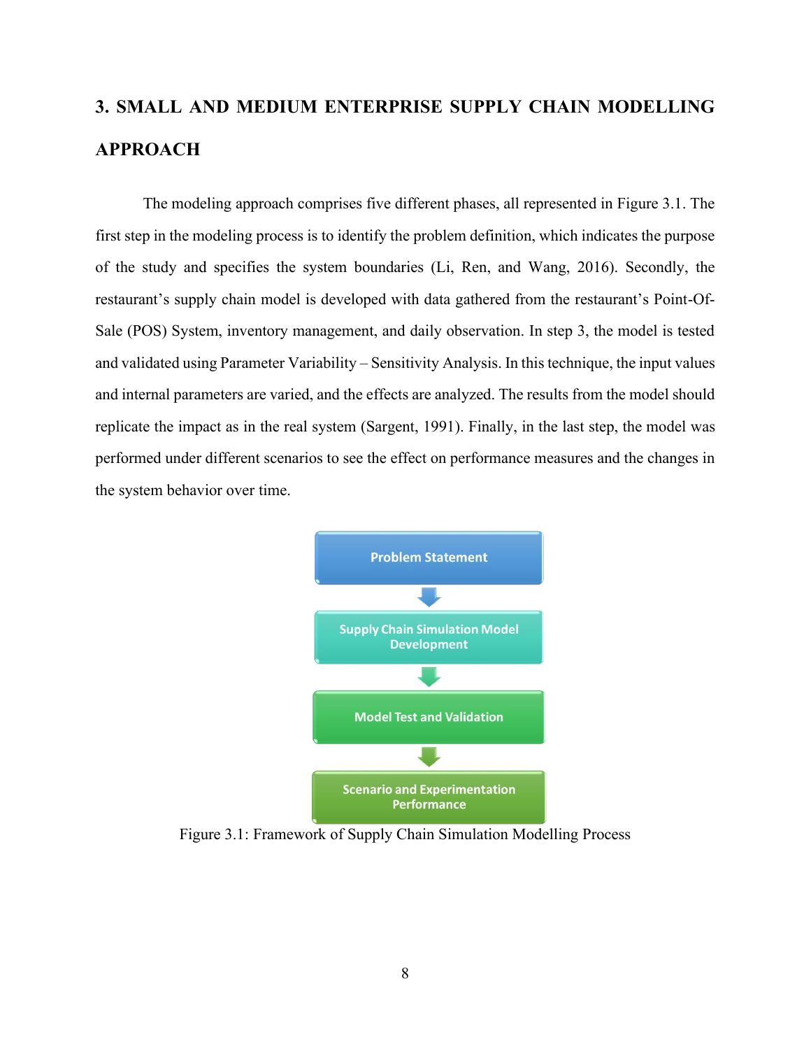# 3. SMALL AND MEDIUM ENTERPRISE SUPPLY CHAIN MODELLING APPROACH

The modeling approach comprises five different phases, all represented in Figure 3.1. The first step in the modeling process is to identify the problem definition, which indicates the purpose of the study and specifies the system boundaries (Li, Ren, and Wang, 2016). Secondly, the restaurant's supply chain model is developed with data gathered from the restaurant's Point-Of-Sale (POS) System, inventory management, and daily observation. In step 3, the model is tested and validated using Parameter Variability – Sensitivity Analysis. In this technique, the input values and internal parameters are varied, and the effects are analyzed. The results from the model should replicate the impact as in the real system (Sargent, 1991). Finally, in the last step, the model was performed under different scenarios to see the effect on performance measures and the changes in the system behavior over time.

Problem Statement

↓

Supply Chain Simulation Model Development

↓

Model Test and Validation

↓

Scenario and Experimentation Performance

Figure 3.1: Framework of Supply Chain Simulation Modelling Process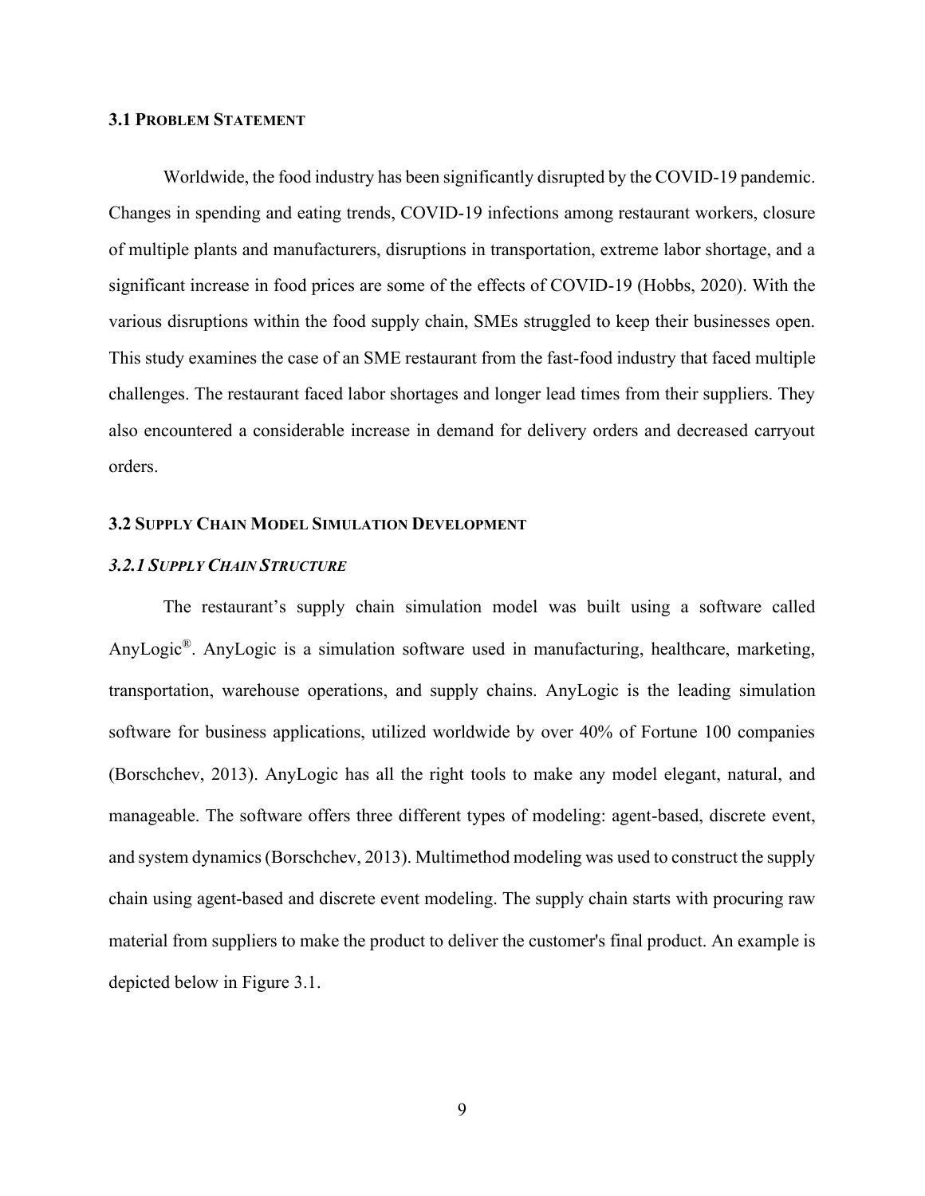## 3.1 PROBLEM STATEMENT

Worldwide, the food industry has been significantly disrupted by the COVID-19 pandemic. Changes in spending and eating trends, COVID-19 infections among restaurant workers, closure of multiple plants and manufacturers, disruptions in transportation, extreme labor shortage, and a significant increase in food prices are some of the effects of COVID-19 (Hobbs, 2020). With the various disruptions within the food supply chain, SMEs struggled to keep their businesses open. This study examines the case of an SME restaurant from the fast-food industry that faced multiple challenges. The restaurant faced labor shortages and longer lead times from their suppliers. They also encountered a considerable increase in demand for delivery orders and decreased carryout orders.

## 3.2 SUPPLY CHAIN MODEL SIMULATION DEVELOPMENT

### *3.2.1 SUPPLY CHAIN STRUCTURE*

The restaurant's supply chain simulation model was built using a software called AnyLogic®. AnyLogic is a simulation software used in manufacturing, healthcare, marketing, transportation, warehouse operations, and supply chains. AnyLogic is the leading simulation software for business applications, utilized worldwide by over 40% of Fortune 100 companies (Borschchev, 2013). AnyLogic has all the right tools to make any model elegant, natural, and manageable. The software offers three different types of modeling: agent-based, discrete event, and system dynamics (Borschchev, 2013). Multimethod modeling was used to construct the supply chain using agent-based and discrete event modeling. The supply chain starts with procuring raw material from suppliers to make the product to deliver the customer's final product. An example is depicted below in Figure 3.1.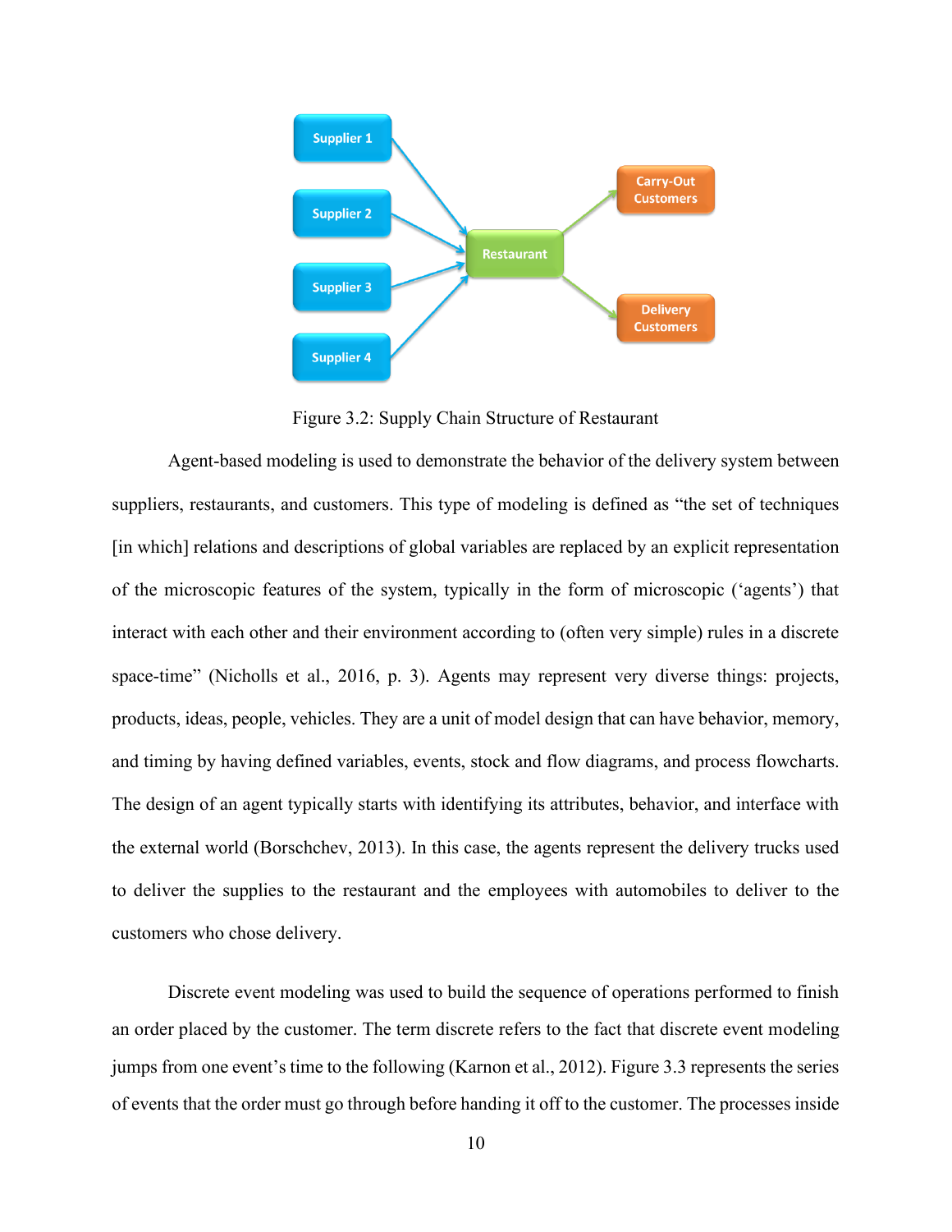Figure 3.2: Supply Chain Structure of Restaurant

Agent-based modeling is used to demonstrate the behavior of the delivery system between suppliers, restaurants, and customers. This type of modeling is defined as "the set of techniques [in which] relations and descriptions of global variables are replaced by an explicit representation of the microscopic features of the system, typically in the form of microscopic ('agents') that interact with each other and their environment according to (often very simple) rules in a discrete space-time" (Nicholls et al., 2016, p. 3). Agents may represent very diverse things: projects, products, ideas, people, vehicles. They are a unit of model design that can have behavior, memory, and timing by having defined variables, events, stock and flow diagrams, and process flowcharts. The design of an agent typically starts with identifying its attributes, behavior, and interface with the external world (Borschchev, 2013). In this case, the agents represent the delivery trucks used to deliver the supplies to the restaurant and the employees with automobiles to deliver to the customers who chose delivery.

Discrete event modeling was used to build the sequence of operations performed to finish an order placed by the customer. The term discrete refers to the fact that discrete event modeling jumps from one event's time to the following (Karnon et al., 2012). Figure 3.3 represents the series of events that the order must go through before handing it off to the customer. The processes inside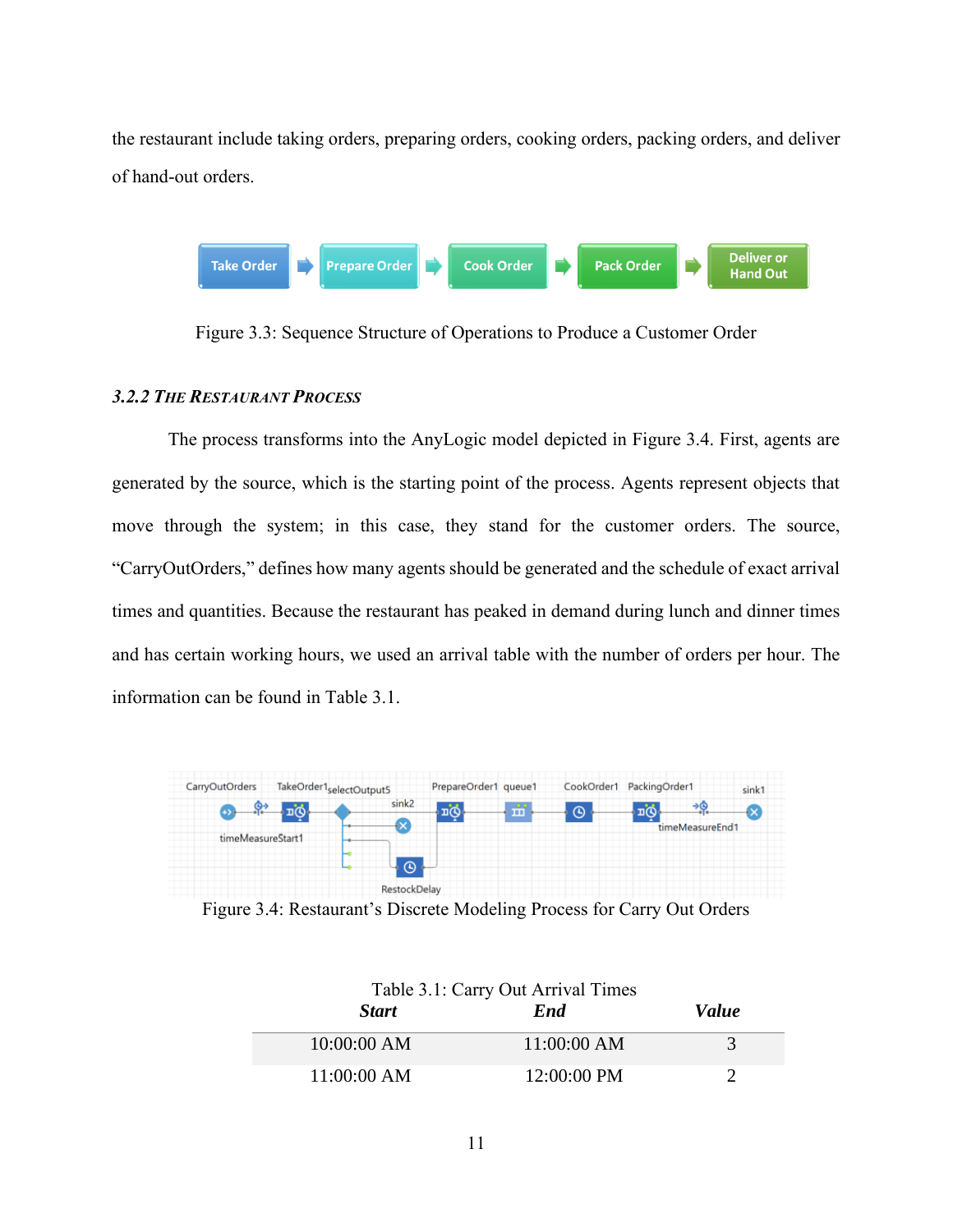the restaurant include taking orders, preparing orders, cooking orders, packing orders, and deliver of hand-out orders.

Figure 3.3: Sequence Structure of Operations to Produce a Customer Order

### *3.2.2 THE RESTAURANT PROCESS*

The process transforms into the AnyLogic model depicted in Figure 3.4. First, agents are generated by the source, which is the starting point of the process. Agents represent objects that move through the system; in this case, they stand for the customer orders. The source, "CarryOutOrders," defines how many agents should be generated and the schedule of exact arrival times and quantities. Because the restaurant has peaked in demand during lunch and dinner times and has certain working hours, we used an arrival table with the number of orders per hour. The information can be found in Table 3.1.

Figure 3.4: Restaurant's Discrete Modeling Process for Carry Out Orders

Table 3.1: Carry Out Arrival Times

| *Start* | *End* | *Value* |
|---|---|---|
| 10:00:00 AM | 11:00:00 AM | 3 |
| 11:00:00 AM | 12:00:00 PM | 2 |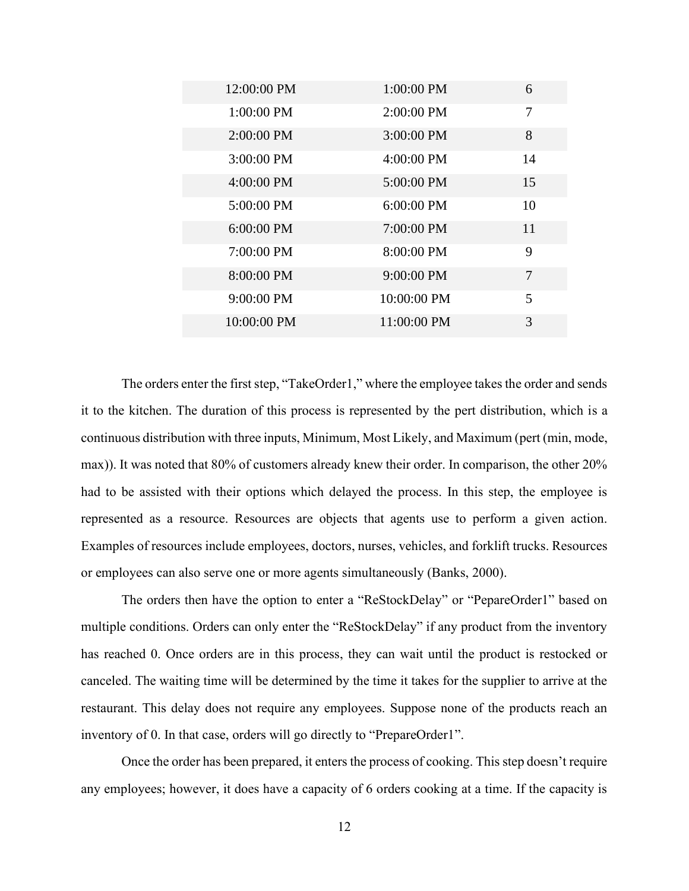| | | |
|---|---|---|
| 12:00:00 PM | 1:00:00 PM | 6 |
| 1:00:00 PM | 2:00:00 PM | 7 |
| 2:00:00 PM | 3:00:00 PM | 8 |
| 3:00:00 PM | 4:00:00 PM | 14 |
| 4:00:00 PM | 5:00:00 PM | 15 |
| 5:00:00 PM | 6:00:00 PM | 10 |
| 6:00:00 PM | 7:00:00 PM | 11 |
| 7:00:00 PM | 8:00:00 PM | 9 |
| 8:00:00 PM | 9:00:00 PM | 7 |
| 9:00:00 PM | 10:00:00 PM | 5 |
| 10:00:00 PM | 11:00:00 PM | 3 |

The orders enter the first step, "TakeOrder1," where the employee takes the order and sends it to the kitchen. The duration of this process is represented by the pert distribution, which is a continuous distribution with three inputs, Minimum, Most Likely, and Maximum (pert (min, mode, max)). It was noted that 80% of customers already knew their order. In comparison, the other 20% had to be assisted with their options which delayed the process. In this step, the employee is represented as a resource. Resources are objects that agents use to perform a given action. Examples of resources include employees, doctors, nurses, vehicles, and forklift trucks. Resources or employees can also serve one or more agents simultaneously (Banks, 2000).

The orders then have the option to enter a "ReStockDelay" or "PepareOrder1" based on multiple conditions. Orders can only enter the "ReStockDelay" if any product from the inventory has reached 0. Once orders are in this process, they can wait until the product is restocked or canceled. The waiting time will be determined by the time it takes for the supplier to arrive at the restaurant. This delay does not require any employees. Suppose none of the products reach an inventory of 0. In that case, orders will go directly to "PrepareOrder1".

Once the order has been prepared, it enters the process of cooking. This step doesn't require any employees; however, it does have a capacity of 6 orders cooking at a time. If the capacity is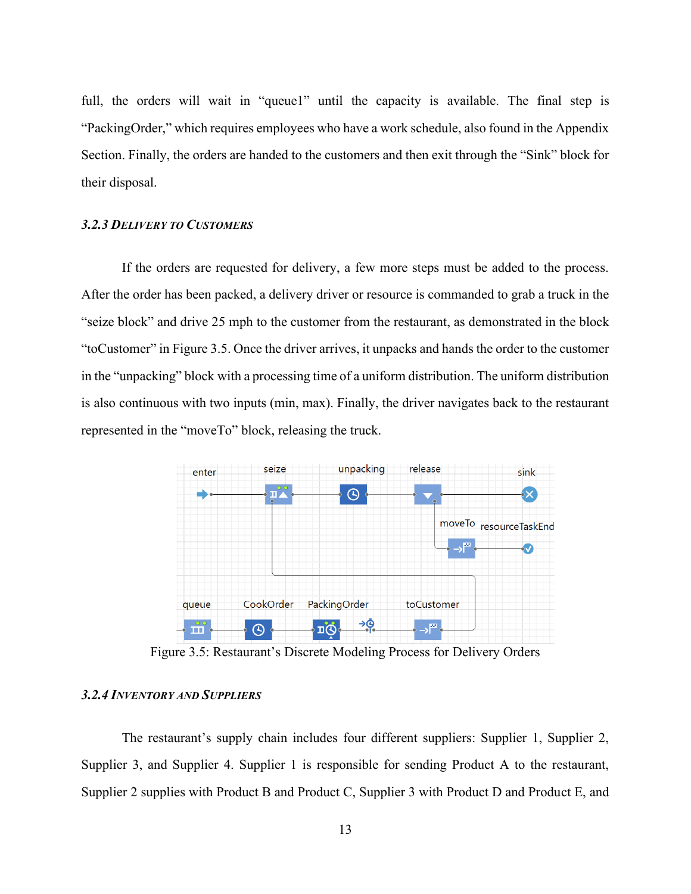full, the orders will wait in "queue1" until the capacity is available. The final step is "PackingOrder," which requires employees who have a work schedule, also found in the Appendix Section. Finally, the orders are handed to the customers and then exit through the "Sink" block for their disposal.

### *3.2.3 Delivery to Customers*

If the orders are requested for delivery, a few more steps must be added to the process. After the order has been packed, a delivery driver or resource is commanded to grab a truck in the "seize block" and drive 25 mph to the customer from the restaurant, as demonstrated in the block "toCustomer" in Figure 3.5. Once the driver arrives, it unpacks and hands the order to the customer in the "unpacking" block with a processing time of a uniform distribution. The uniform distribution is also continuous with two inputs (min, max). Finally, the driver navigates back to the restaurant represented in the "moveTo" block, releasing the truck.

Figure 3.5: Restaurant's Discrete Modeling Process for Delivery Orders

### *3.2.4 Inventory and Suppliers*

The restaurant's supply chain includes four different suppliers: Supplier 1, Supplier 2, Supplier 3, and Supplier 4. Supplier 1 is responsible for sending Product A to the restaurant, Supplier 2 supplies with Product B and Product C, Supplier 3 with Product D and Product E, and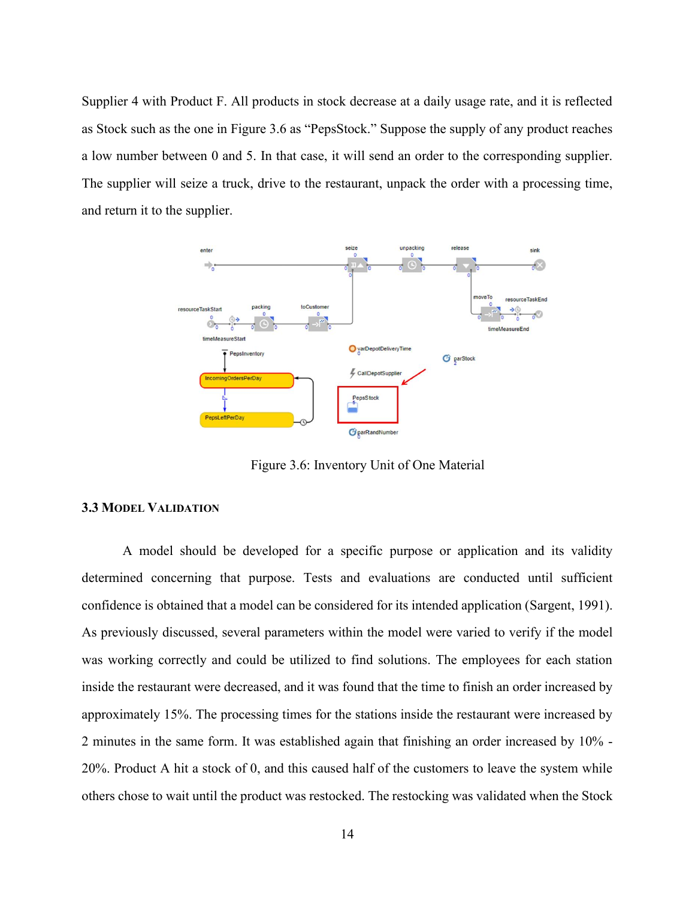Supplier 4 with Product F. All products in stock decrease at a daily usage rate, and it is reflected as Stock such as the one in Figure 3.6 as "PepsStock." Suppose the supply of any product reaches a low number between 0 and 5. In that case, it will send an order to the corresponding supplier. The supplier will seize a truck, drive to the restaurant, unpack the order with a processing time, and return it to the supplier.

Figure 3.6: Inventory Unit of One Material

### 3.3 Model Validation

A model should be developed for a specific purpose or application and its validity determined concerning that purpose. Tests and evaluations are conducted until sufficient confidence is obtained that a model can be considered for its intended application (Sargent, 1991). As previously discussed, several parameters within the model were varied to verify if the model was working correctly and could be utilized to find solutions. The employees for each station inside the restaurant were decreased, and it was found that the time to finish an order increased by approximately 15%. The processing times for the stations inside the restaurant were increased by 2 minutes in the same form. It was established again that finishing an order increased by 10% - 20%. Product A hit a stock of 0, and this caused half of the customers to leave the system while others chose to wait until the product was restocked. The restocking was validated when the Stock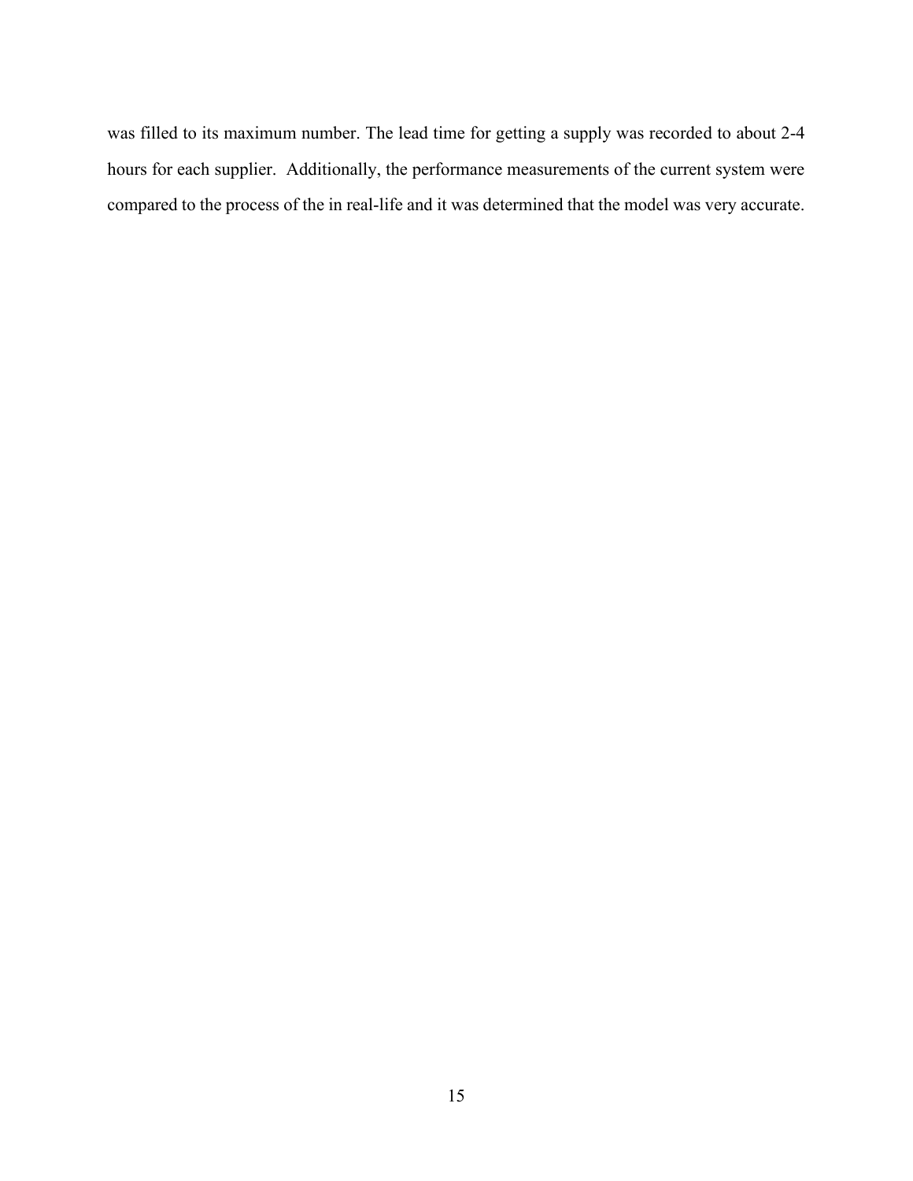was filled to its maximum number. The lead time for getting a supply was recorded to about 2-4 hours for each supplier. Additionally, the performance measurements of the current system were compared to the process of the in real-life and it was determined that the model was very accurate.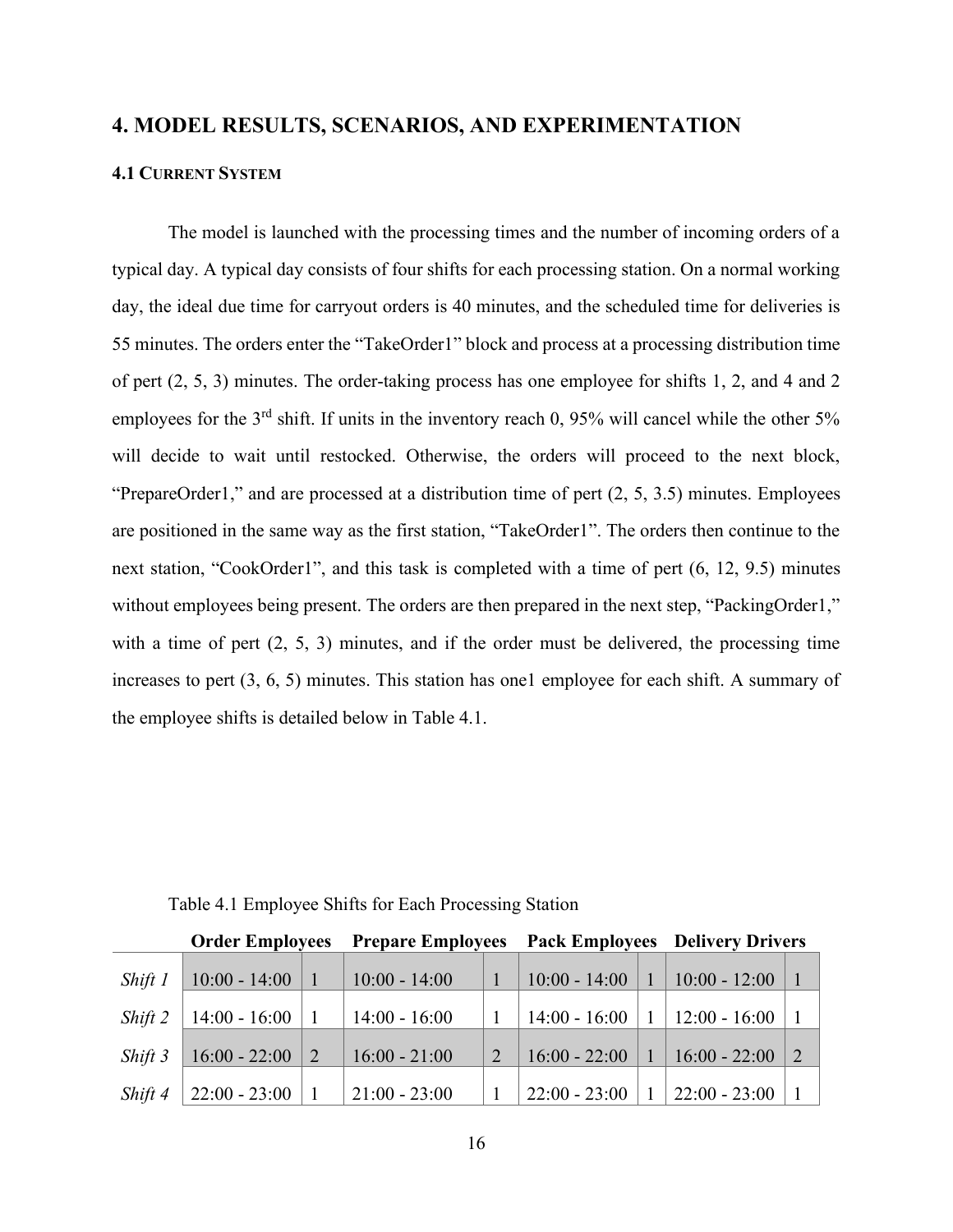# 4. MODEL RESULTS, SCENARIOS, AND EXPERIMENTATION

## 4.1 Current System

The model is launched with the processing times and the number of incoming orders of a typical day. A typical day consists of four shifts for each processing station. On a normal working day, the ideal due time for carryout orders is 40 minutes, and the scheduled time for deliveries is 55 minutes. The orders enter the "TakeOrder1" block and process at a processing distribution time of pert (2, 5, 3) minutes. The order-taking process has one employee for shifts 1, 2, and 4 and 2 employees for the 3rd shift. If units in the inventory reach 0, 95% will cancel while the other 5% will decide to wait until restocked. Otherwise, the orders will proceed to the next block, "PrepareOrder1," and are processed at a distribution time of pert (2, 5, 3.5) minutes. Employees are positioned in the same way as the first station, "TakeOrder1". The orders then continue to the next station, "CookOrder1", and this task is completed with a time of pert (6, 12, 9.5) minutes without employees being present. The orders are then prepared in the next step, "PackingOrder1," with a time of pert (2, 5, 3) minutes, and if the order must be delivered, the processing time increases to pert (3, 6, 5) minutes. This station has one1 employee for each shift. A summary of the employee shifts is detailed below in Table 4.1.

Table 4.1 Employee Shifts for Each Processing Station

| | **Order Employees** | | **Prepare Employees** | | **Pack Employees** | | **Delivery Drivers** | |
|---|---|---|---|---|---|---|---|---|
| *Shift 1* | 10:00 - 14:00 | 1 | 10:00 - 14:00 | 1 | 10:00 - 14:00 | 1 | 10:00 - 12:00 | 1 |
| *Shift 2* | 14:00 - 16:00 | 1 | 14:00 - 16:00 | 1 | 14:00 - 16:00 | 1 | 12:00 - 16:00 | 1 |
| *Shift 3* | 16:00 - 22:00 | 2 | 16:00 - 21:00 | 2 | 16:00 - 22:00 | 1 | 16:00 - 22:00 | 2 |
| *Shift 4* | 22:00 - 23:00 | 1 | 21:00 - 23:00 | 1 | 22:00 - 23:00 | 1 | 22:00 - 23:00 | 1 |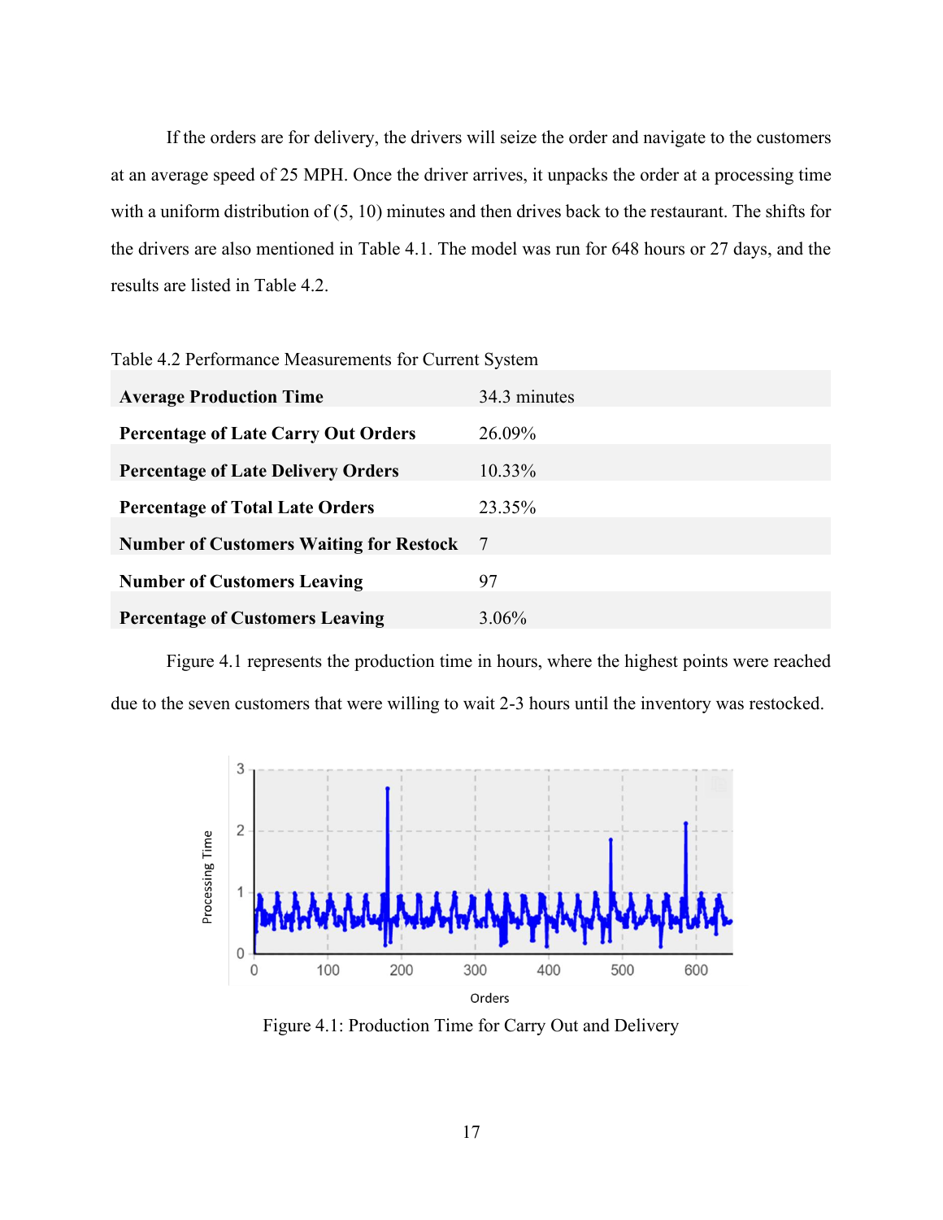If the orders are for delivery, the drivers will seize the order and navigate to the customers at an average speed of 25 MPH. Once the driver arrives, it unpacks the order at a processing time with a uniform distribution of (5, 10) minutes and then drives back to the restaurant. The shifts for the drivers are also mentioned in Table 4.1. The model was run for 648 hours or 27 days, and the results are listed in Table 4.2.

Table 4.2 Performance Measurements for Current System

| | |
|---|---|
| **Average Production Time** | 34.3 minutes |
| **Percentage of Late Carry Out Orders** | 26.09% |
| **Percentage of Late Delivery Orders** | 10.33% |
| **Percentage of Total Late Orders** | 23.35% |
| **Number of Customers Waiting for Restock** | 7 |
| **Number of Customers Leaving** | 97 |
| **Percentage of Customers Leaving** | 3.06% |

Figure 4.1 represents the production time in hours, where the highest points were reached due to the seven customers that were willing to wait 2-3 hours until the inventory was restocked.

Figure 4.1: Production Time for Carry Out and Delivery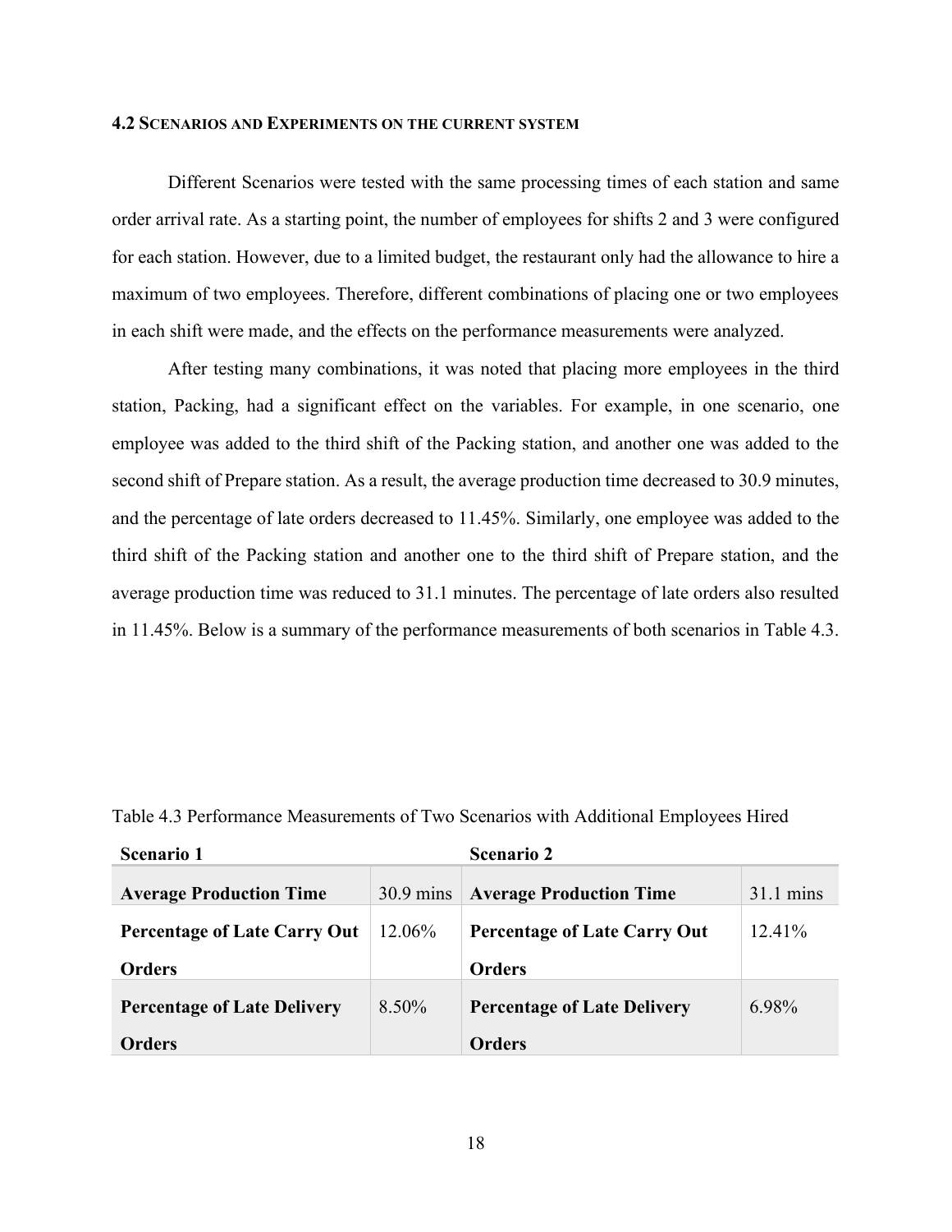### 4.2 Scenarios and Experiments on the current system

Different Scenarios were tested with the same processing times of each station and same order arrival rate. As a starting point, the number of employees for shifts 2 and 3 were configured for each station. However, due to a limited budget, the restaurant only had the allowance to hire a maximum of two employees. Therefore, different combinations of placing one or two employees in each shift were made, and the effects on the performance measurements were analyzed.

After testing many combinations, it was noted that placing more employees in the third station, Packing, had a significant effect on the variables. For example, in one scenario, one employee was added to the third shift of the Packing station, and another one was added to the second shift of Prepare station. As a result, the average production time decreased to 30.9 minutes, and the percentage of late orders decreased to 11.45%. Similarly, one employee was added to the third shift of the Packing station and another one to the third shift of Prepare station, and the average production time was reduced to 31.1 minutes. The percentage of late orders also resulted in 11.45%. Below is a summary of the performance measurements of both scenarios in Table 4.3.

Table 4.3 Performance Measurements of Two Scenarios with Additional Employees Hired

| **Scenario 1** | | **Scenario 2** | |
|---|---|---|---|
| **Average Production Time** | 30.9 mins | **Average Production Time** | 31.1 mins |
| **Percentage of Late Carry Out Orders** | 12.06% | **Percentage of Late Carry Out Orders** | 12.41% |
| **Percentage of Late Delivery Orders** | 8.50% | **Percentage of Late Delivery Orders** | 6.98% |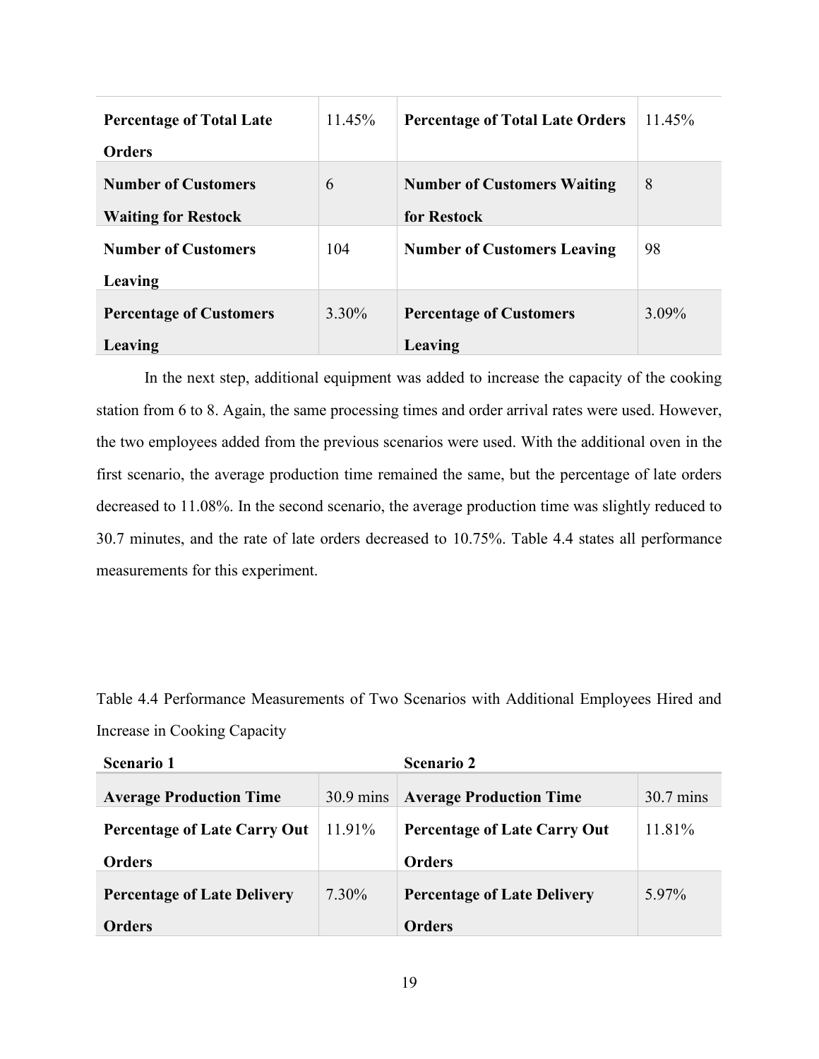| | | | |
|---|---|---|---|
| **Percentage of Total Late Orders** | 11.45% | **Percentage of Total Late Orders** | 11.45% |
| **Number of Customers Waiting for Restock** | 6 | **Number of Customers Waiting for Restock** | 8 |
| **Number of Customers Leaving** | 104 | **Number of Customers Leaving** | 98 |
| **Percentage of Customers Leaving** | 3.30% | **Percentage of Customers Leaving** | 3.09% |

In the next step, additional equipment was added to increase the capacity of the cooking station from 6 to 8. Again, the same processing times and order arrival rates were used. However, the two employees added from the previous scenarios were used. With the additional oven in the first scenario, the average production time remained the same, but the percentage of late orders decreased to 11.08%. In the second scenario, the average production time was slightly reduced to 30.7 minutes, and the rate of late orders decreased to 10.75%. Table 4.4 states all performance measurements for this experiment.

Table 4.4 Performance Measurements of Two Scenarios with Additional Employees Hired and Increase in Cooking Capacity

| **Scenario 1** | | **Scenario 2** | |
|---|---|---|---|
| **Average Production Time** | 30.9 mins | **Average Production Time** | 30.7 mins |
| **Percentage of Late Carry Out Orders** | 11.91% | **Percentage of Late Carry Out Orders** | 11.81% |
| **Percentage of Late Delivery Orders** | 7.30% | **Percentage of Late Delivery Orders** | 5.97% |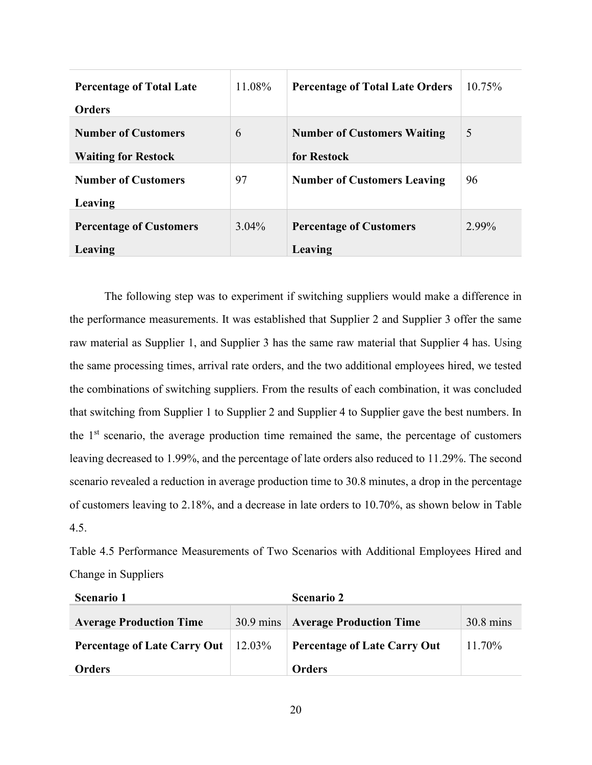| | | | |
|---|---|---|---|
| **Percentage of Total Late Orders** | 11.08% | **Percentage of Total Late Orders** | 10.75% |
| **Number of Customers Waiting for Restock** | 6 | **Number of Customers Waiting for Restock** | 5 |
| **Number of Customers Leaving** | 97 | **Number of Customers Leaving** | 96 |
| **Percentage of Customers Leaving** | 3.04% | **Percentage of Customers Leaving** | 2.99% |

The following step was to experiment if switching suppliers would make a difference in the performance measurements. It was established that Supplier 2 and Supplier 3 offer the same raw material as Supplier 1, and Supplier 3 has the same raw material that Supplier 4 has. Using the same processing times, arrival rate orders, and the two additional employees hired, we tested the combinations of switching suppliers. From the results of each combination, it was concluded that switching from Supplier 1 to Supplier 2 and Supplier 4 to Supplier gave the best numbers. In the 1st scenario, the average production time remained the same, the percentage of customers leaving decreased to 1.99%, and the percentage of late orders also reduced to 11.29%. The second scenario revealed a reduction in average production time to 30.8 minutes, a drop in the percentage of customers leaving to 2.18%, and a decrease in late orders to 10.70%, as shown below in Table 4.5.

Table 4.5 Performance Measurements of Two Scenarios with Additional Employees Hired and Change in Suppliers

| **Scenario 1** | | **Scenario 2** | |
|---|---|---|---|
| **Average Production Time** | 30.9 mins | **Average Production Time** | 30.8 mins |
| **Percentage of Late Carry Out Orders** | 12.03% | **Percentage of Late Carry Out Orders** | 11.70% |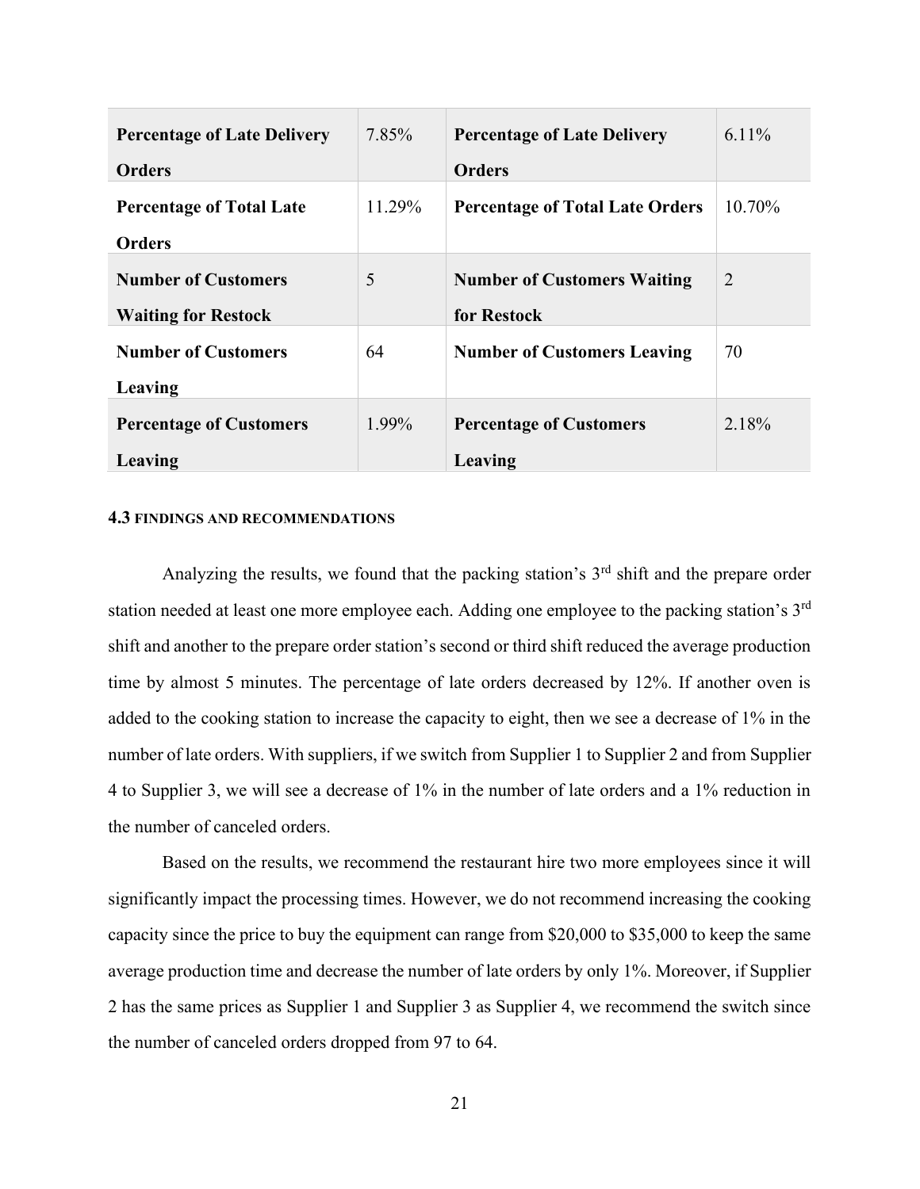| | | | |
|---|---|---|---|
| **Percentage of Late Delivery Orders** | 7.85% | **Percentage of Late Delivery Orders** | 6.11% |
| **Percentage of Total Late Orders** | 11.29% | **Percentage of Total Late Orders** | 10.70% |
| **Number of Customers Waiting for Restock** | 5 | **Number of Customers Waiting for Restock** | 2 |
| **Number of Customers Leaving** | 64 | **Number of Customers Leaving** | 70 |
| **Percentage of Customers Leaving** | 1.99% | **Percentage of Customers Leaving** | 2.18% |

### 4.3 FINDINGS AND RECOMMENDATIONS

Analyzing the results, we found that the packing station's 3rd shift and the prepare order station needed at least one more employee each. Adding one employee to the packing station's 3rd shift and another to the prepare order station's second or third shift reduced the average production time by almost 5 minutes. The percentage of late orders decreased by 12%. If another oven is added to the cooking station to increase the capacity to eight, then we see a decrease of 1% in the number of late orders. With suppliers, if we switch from Supplier 1 to Supplier 2 and from Supplier 4 to Supplier 3, we will see a decrease of 1% in the number of late orders and a 1% reduction in the number of canceled orders.

Based on the results, we recommend the restaurant hire two more employees since it will significantly impact the processing times. However, we do not recommend increasing the cooking capacity since the price to buy the equipment can range from $20,000 to $35,000 to keep the same average production time and decrease the number of late orders by only 1%. Moreover, if Supplier 2 has the same prices as Supplier 1 and Supplier 3 as Supplier 4, we recommend the switch since the number of canceled orders dropped from 97 to 64.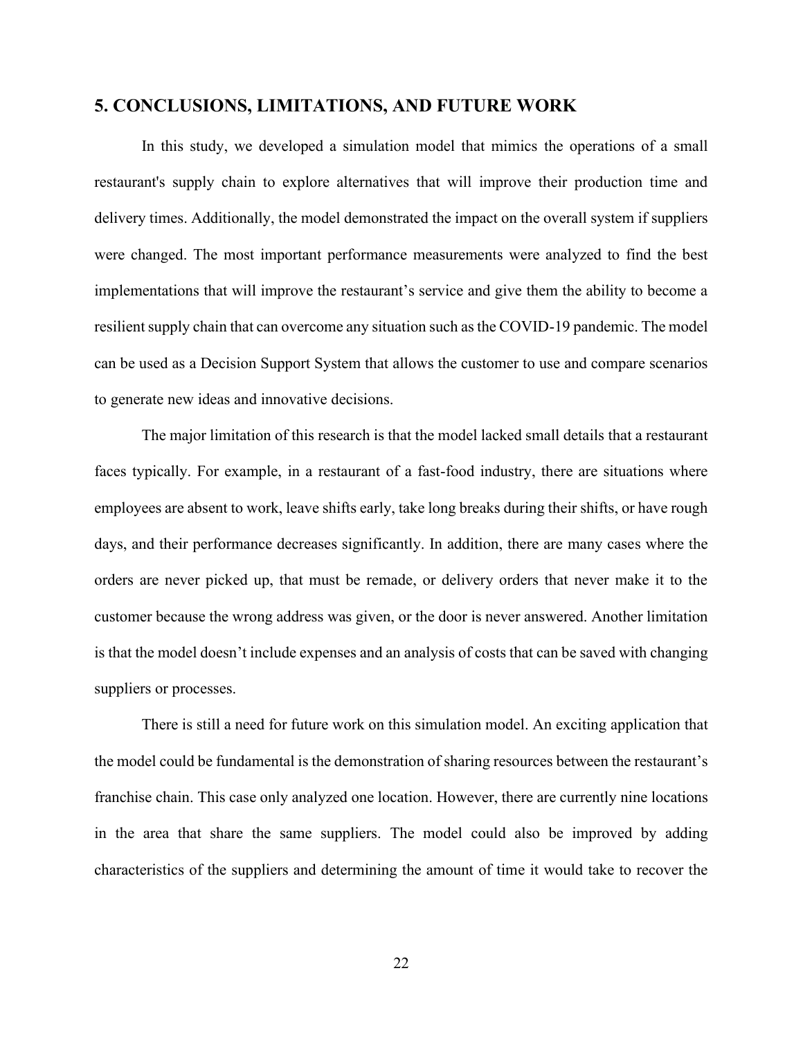## 5. CONCLUSIONS, LIMITATIONS, AND FUTURE WORK

In this study, we developed a simulation model that mimics the operations of a small restaurant's supply chain to explore alternatives that will improve their production time and delivery times. Additionally, the model demonstrated the impact on the overall system if suppliers were changed. The most important performance measurements were analyzed to find the best implementations that will improve the restaurant's service and give them the ability to become a resilient supply chain that can overcome any situation such as the COVID-19 pandemic. The model can be used as a Decision Support System that allows the customer to use and compare scenarios to generate new ideas and innovative decisions.

The major limitation of this research is that the model lacked small details that a restaurant faces typically. For example, in a restaurant of a fast-food industry, there are situations where employees are absent to work, leave shifts early, take long breaks during their shifts, or have rough days, and their performance decreases significantly. In addition, there are many cases where the orders are never picked up, that must be remade, or delivery orders that never make it to the customer because the wrong address was given, or the door is never answered. Another limitation is that the model doesn't include expenses and an analysis of costs that can be saved with changing suppliers or processes.

There is still a need for future work on this simulation model. An exciting application that the model could be fundamental is the demonstration of sharing resources between the restaurant's franchise chain. This case only analyzed one location. However, there are currently nine locations in the area that share the same suppliers. The model could also be improved by adding characteristics of the suppliers and determining the amount of time it would take to recover the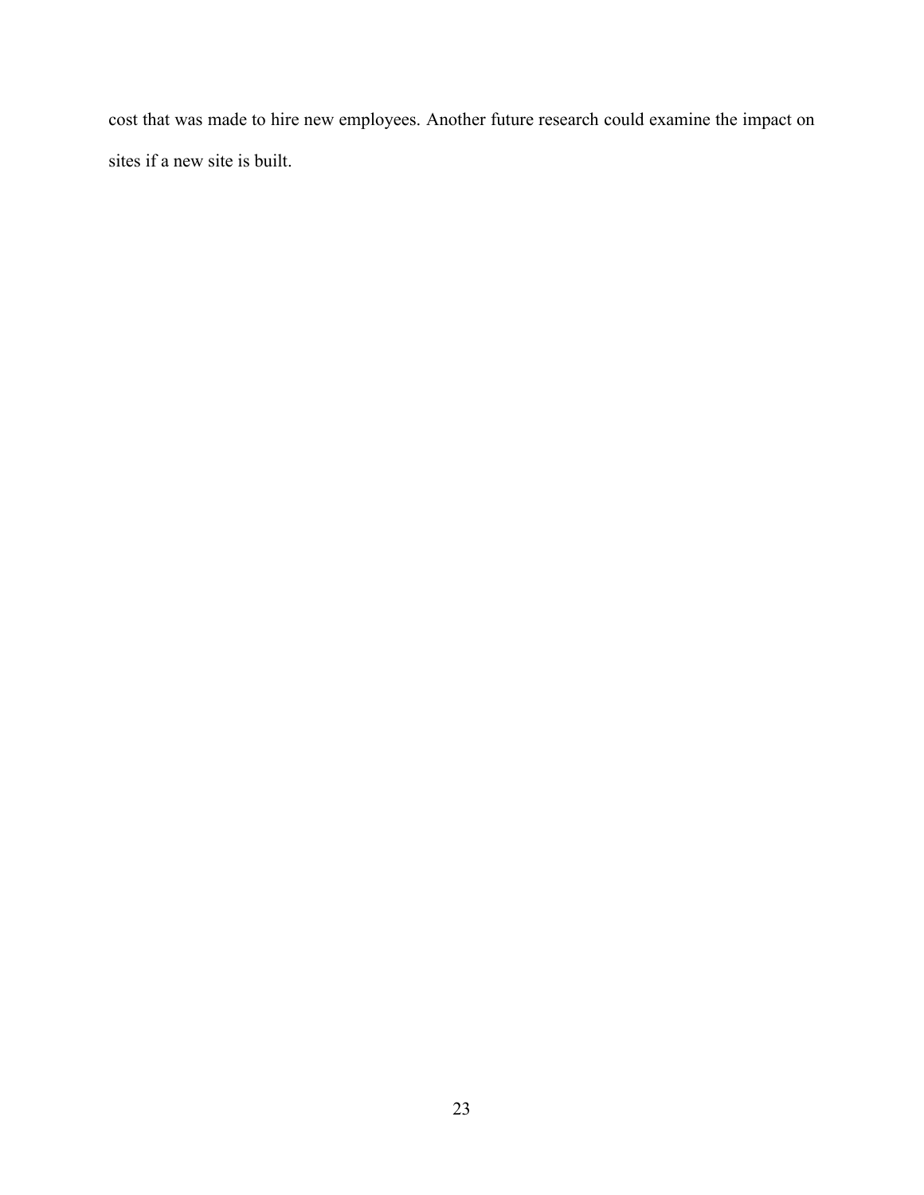cost that was made to hire new employees. Another future research could examine the impact on sites if a new site is built.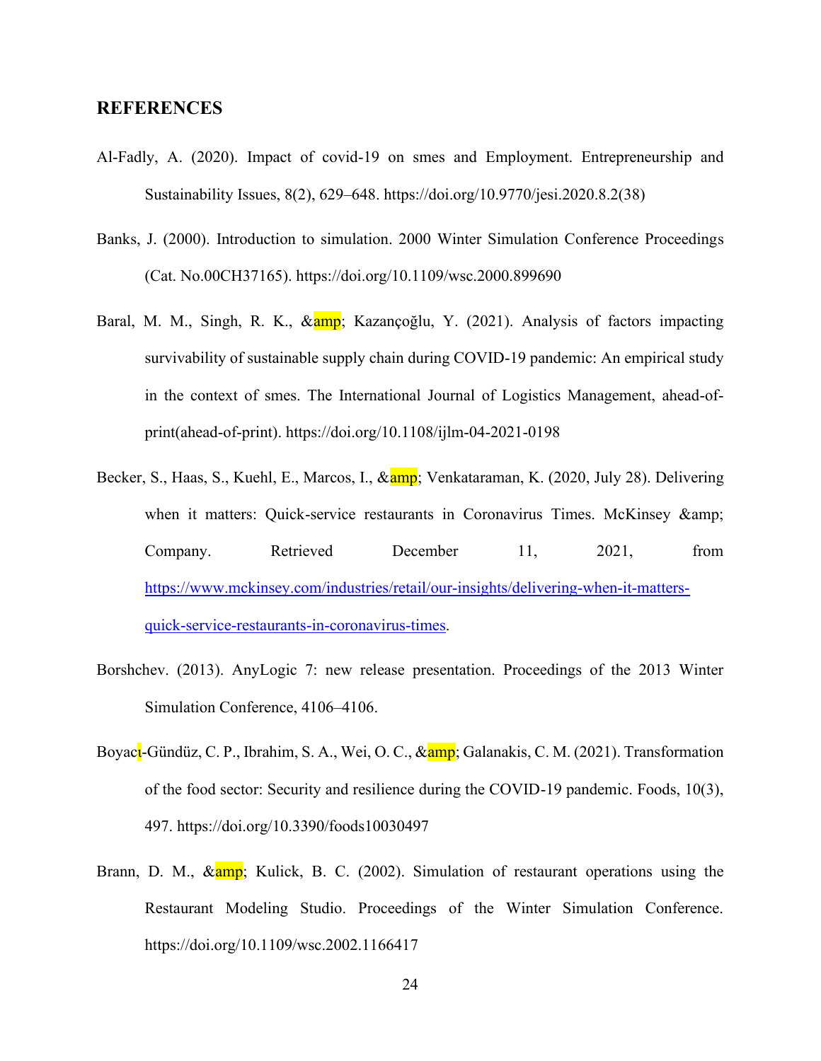## REFERENCES

Al-Fadly, A. (2020). Impact of covid-19 on smes and Employment. Entrepreneurship and Sustainability Issues, 8(2), 629–648. https://doi.org/10.9770/jesi.2020.8.2(38)

Banks, J. (2000). Introduction to simulation. 2000 Winter Simulation Conference Proceedings (Cat. No.00CH37165). https://doi.org/10.1109/wsc.2000.899690

Baral, M. M., Singh, R. K., &amp; Kazançoğlu, Y. (2021). Analysis of factors impacting survivability of sustainable supply chain during COVID-19 pandemic: An empirical study in the context of smes. The International Journal of Logistics Management, ahead-of-print(ahead-of-print). https://doi.org/10.1108/ijlm-04-2021-0198

Becker, S., Haas, S., Kuehl, E., Marcos, I., &amp; Venkataraman, K. (2020, July 28). Delivering when it matters: Quick-service restaurants in Coronavirus Times. McKinsey &amp; Company. Retrieved December 11, 2021, from https://www.mckinsey.com/industries/retail/our-insights/delivering-when-it-matters-quick-service-restaurants-in-coronavirus-times.

Borshchev. (2013). AnyLogic 7: new release presentation. Proceedings of the 2013 Winter Simulation Conference, 4106–4106.

Boyacι-Gündüz, C. P., Ibrahim, S. A., Wei, O. C., &amp; Galanakis, C. M. (2021). Transformation of the food sector: Security and resilience during the COVID-19 pandemic. Foods, 10(3), 497. https://doi.org/10.3390/foods10030497

Brann, D. M., &amp; Kulick, B. C. (2002). Simulation of restaurant operations using the Restaurant Modeling Studio. Proceedings of the Winter Simulation Conference. https://doi.org/10.1109/wsc.2002.1166417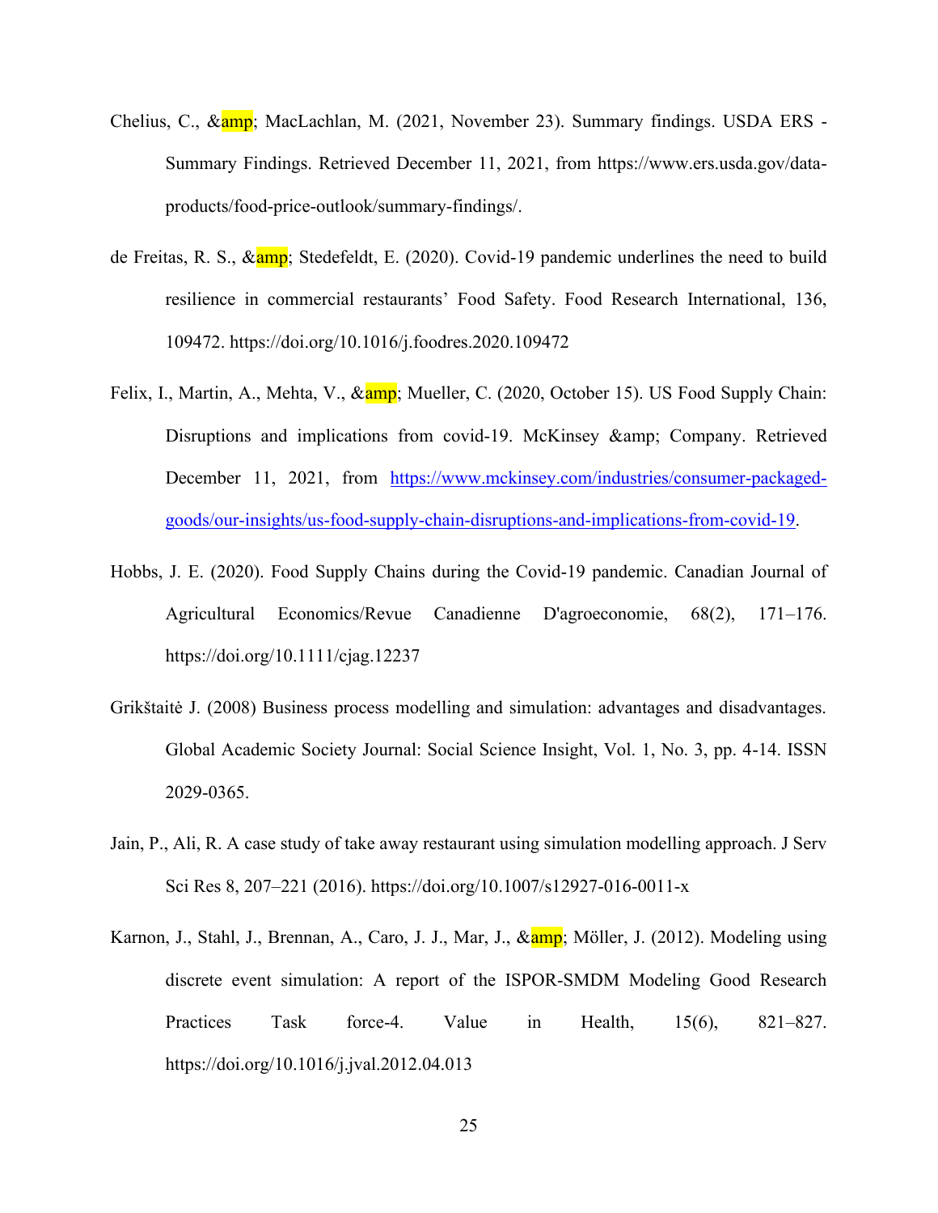Chelius, C., &amp; MacLachlan, M. (2021, November 23). Summary findings. USDA ERS - Summary Findings. Retrieved December 11, 2021, from https://www.ers.usda.gov/data-products/food-price-outlook/summary-findings/.

de Freitas, R. S., &amp; Stedefeldt, E. (2020). Covid-19 pandemic underlines the need to build resilience in commercial restaurants' Food Safety. Food Research International, 136, 109472. https://doi.org/10.1016/j.foodres.2020.109472

Felix, I., Martin, A., Mehta, V., &amp; Mueller, C. (2020, October 15). US Food Supply Chain: Disruptions and implications from covid-19. McKinsey &amp; Company. Retrieved December 11, 2021, from https://www.mckinsey.com/industries/consumer-packaged-goods/our-insights/us-food-supply-chain-disruptions-and-implications-from-covid-19.

Hobbs, J. E. (2020). Food Supply Chains during the Covid-19 pandemic. Canadian Journal of Agricultural Economics/Revue Canadienne D'agroeconomie, 68(2), 171–176. https://doi.org/10.1111/cjag.12237

Grikštaitė J. (2008) Business process modelling and simulation: advantages and disadvantages. Global Academic Society Journal: Social Science Insight, Vol. 1, No. 3, pp. 4-14. ISSN 2029-0365.

Jain, P., Ali, R. A case study of take away restaurant using simulation modelling approach. J Serv Sci Res 8, 207–221 (2016). https://doi.org/10.1007/s12927-016-0011-x

Karnon, J., Stahl, J., Brennan, A., Caro, J. J., Mar, J., &amp; Möller, J. (2012). Modeling using discrete event simulation: A report of the ISPOR-SMDM Modeling Good Research Practices Task force-4. Value in Health, 15(6), 821–827. https://doi.org/10.1016/j.jval.2012.04.013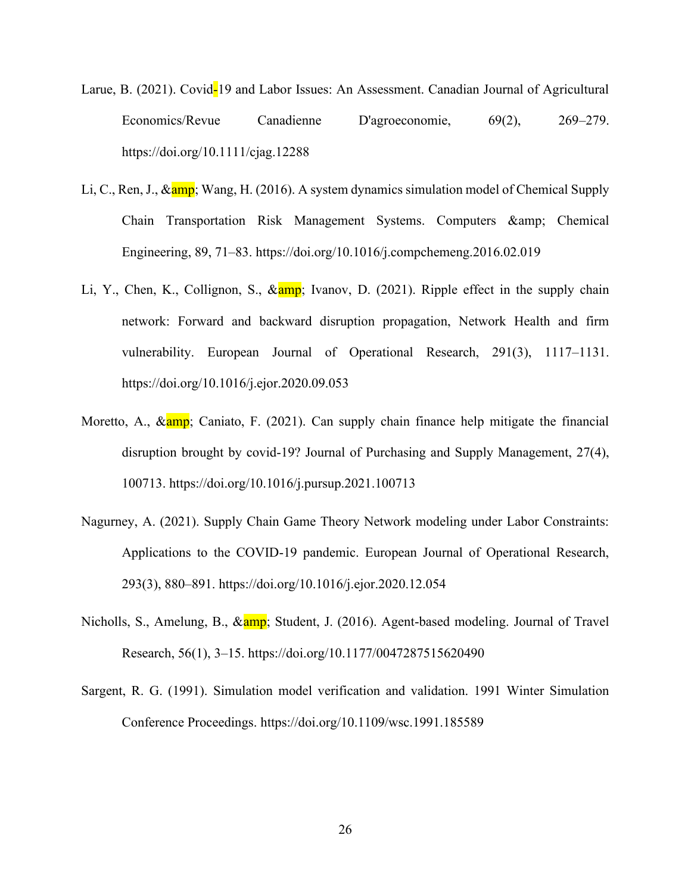Larue, B. (2021). Covid-19 and Labor Issues: An Assessment. Canadian Journal of Agricultural Economics/Revue Canadienne D'agroeconomie, 69(2), 269–279. https://doi.org/10.1111/cjag.12288

Li, C., Ren, J., &amp; Wang, H. (2016). A system dynamics simulation model of Chemical Supply Chain Transportation Risk Management Systems. Computers &amp; Chemical Engineering, 89, 71–83. https://doi.org/10.1016/j.compchemeng.2016.02.019

Li, Y., Chen, K., Collignon, S., &amp; Ivanov, D. (2021). Ripple effect in the supply chain network: Forward and backward disruption propagation, Network Health and firm vulnerability. European Journal of Operational Research, 291(3), 1117–1131. https://doi.org/10.1016/j.ejor.2020.09.053

Moretto, A., &amp; Caniato, F. (2021). Can supply chain finance help mitigate the financial disruption brought by covid-19? Journal of Purchasing and Supply Management, 27(4), 100713. https://doi.org/10.1016/j.pursup.2021.100713

Nagurney, A. (2021). Supply Chain Game Theory Network modeling under Labor Constraints: Applications to the COVID-19 pandemic. European Journal of Operational Research, 293(3), 880–891. https://doi.org/10.1016/j.ejor.2020.12.054

Nicholls, S., Amelung, B., &amp; Student, J. (2016). Agent-based modeling. Journal of Travel Research, 56(1), 3–15. https://doi.org/10.1177/0047287515620490

Sargent, R. G. (1991). Simulation model verification and validation. 1991 Winter Simulation Conference Proceedings. https://doi.org/10.1109/wsc.1991.185589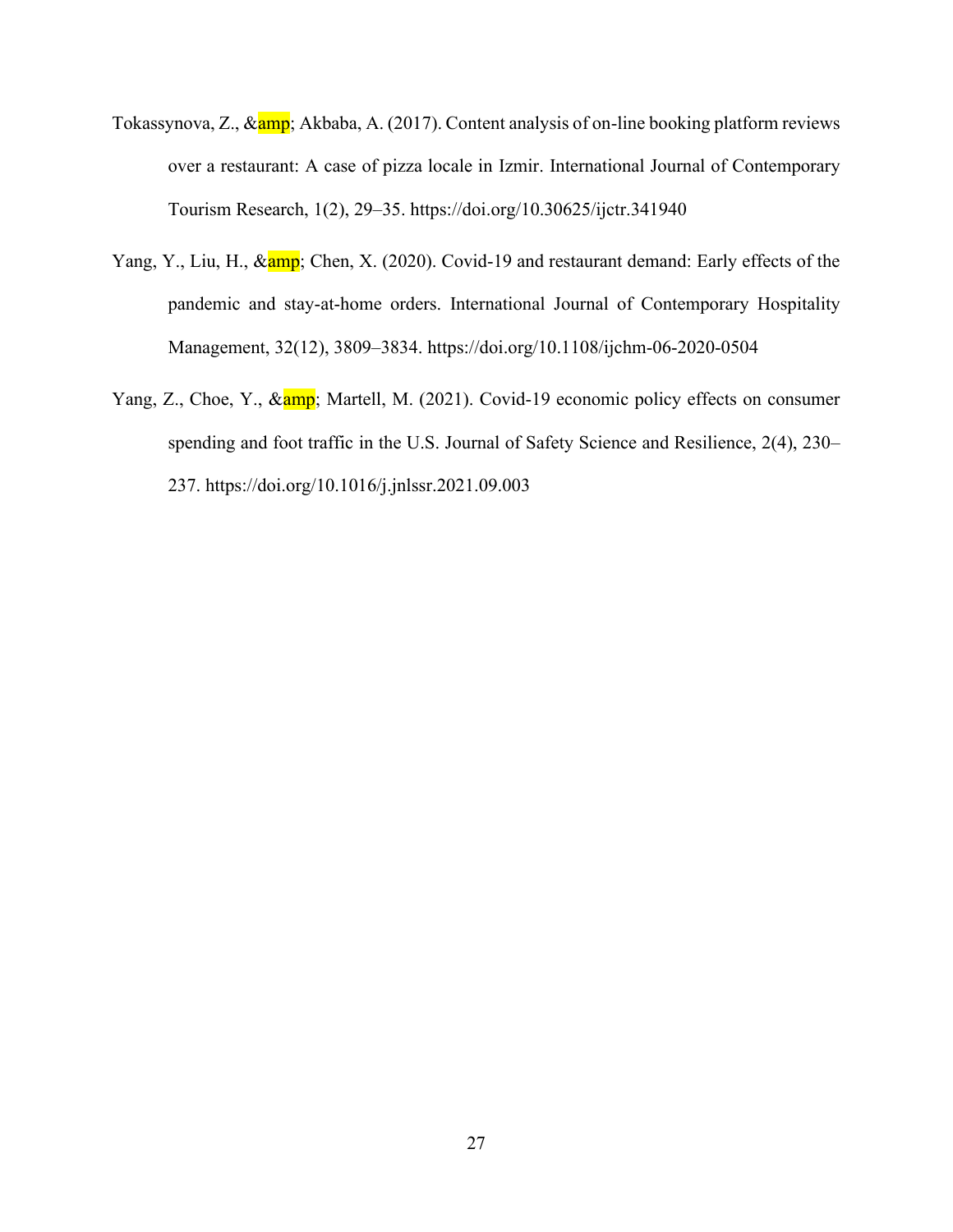Tokassynova, Z., &amp; Akbaba, A. (2017). Content analysis of on-line booking platform reviews over a restaurant: A case of pizza locale in Izmir. International Journal of Contemporary Tourism Research, 1(2), 29–35. https://doi.org/10.30625/ijctr.341940

Yang, Y., Liu, H., &amp; Chen, X. (2020). Covid-19 and restaurant demand: Early effects of the pandemic and stay-at-home orders. International Journal of Contemporary Hospitality Management, 32(12), 3809–3834. https://doi.org/10.1108/ijchm-06-2020-0504

Yang, Z., Choe, Y., &amp; Martell, M. (2021). Covid-19 economic policy effects on consumer spending and foot traffic in the U.S. Journal of Safety Science and Resilience, 2(4), 230–237. https://doi.org/10.1016/j.jnlssr.2021.09.003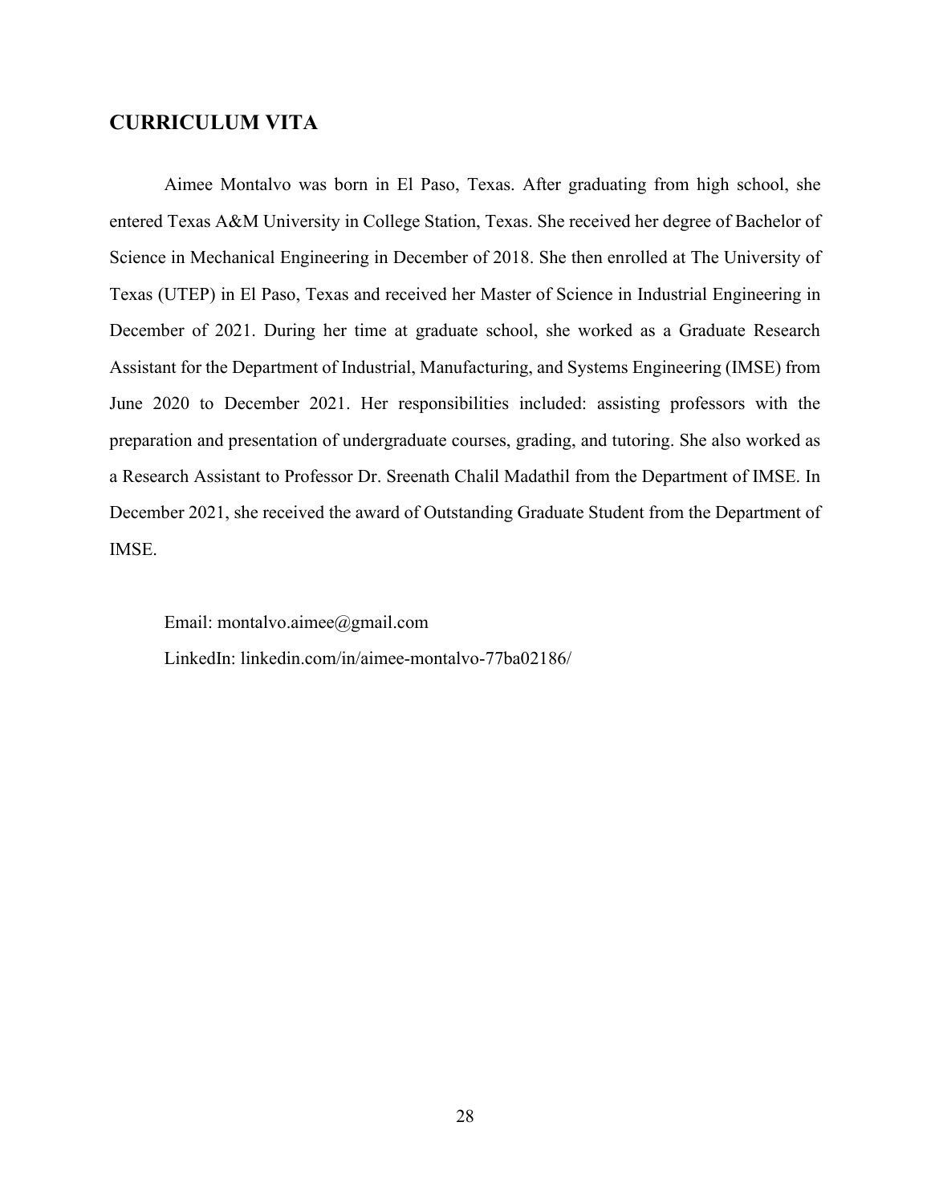## CURRICULUM VITA

Aimee Montalvo was born in El Paso, Texas. After graduating from high school, she entered Texas A&M University in College Station, Texas. She received her degree of Bachelor of Science in Mechanical Engineering in December of 2018. She then enrolled at The University of Texas (UTEP) in El Paso, Texas and received her Master of Science in Industrial Engineering in December of 2021. During her time at graduate school, she worked as a Graduate Research Assistant for the Department of Industrial, Manufacturing, and Systems Engineering (IMSE) from June 2020 to December 2021. Her responsibilities included: assisting professors with the preparation and presentation of undergraduate courses, grading, and tutoring. She also worked as a Research Assistant to Professor Dr. Sreenath Chalil Madathil from the Department of IMSE. In December 2021, she received the award of Outstanding Graduate Student from the Department of IMSE.

Email: montalvo.aimee@gmail.com

LinkedIn: linkedin.com/in/aimee-montalvo-77ba02186/